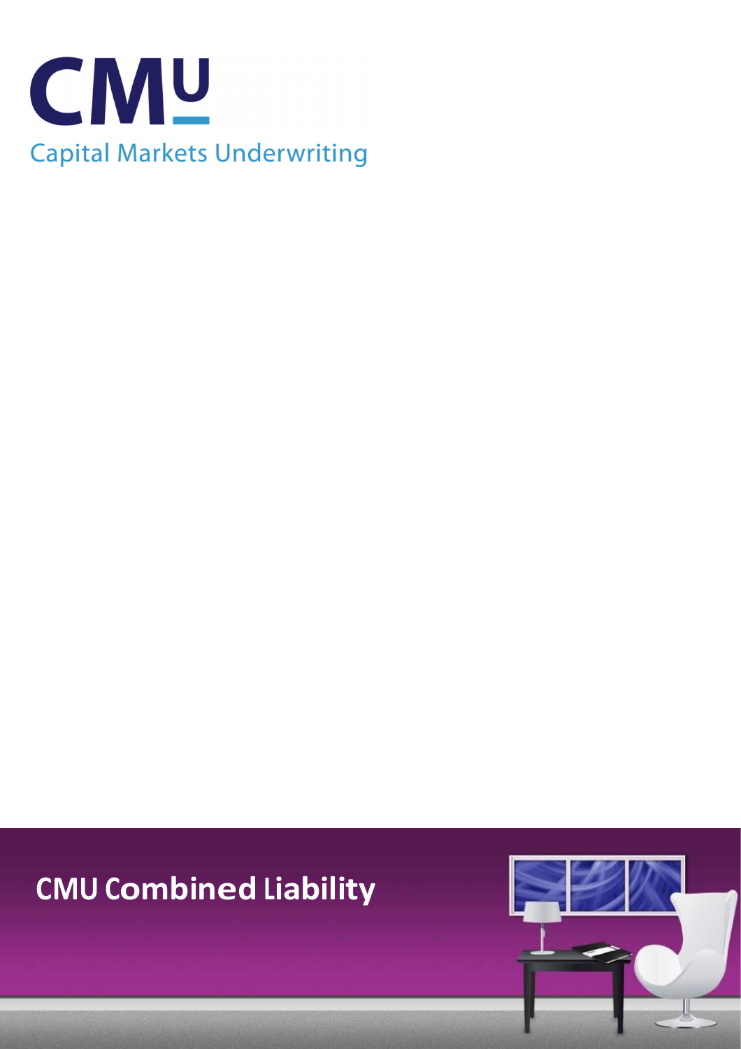CMU

Capital Markets Underwriting

# CMU Combined Liability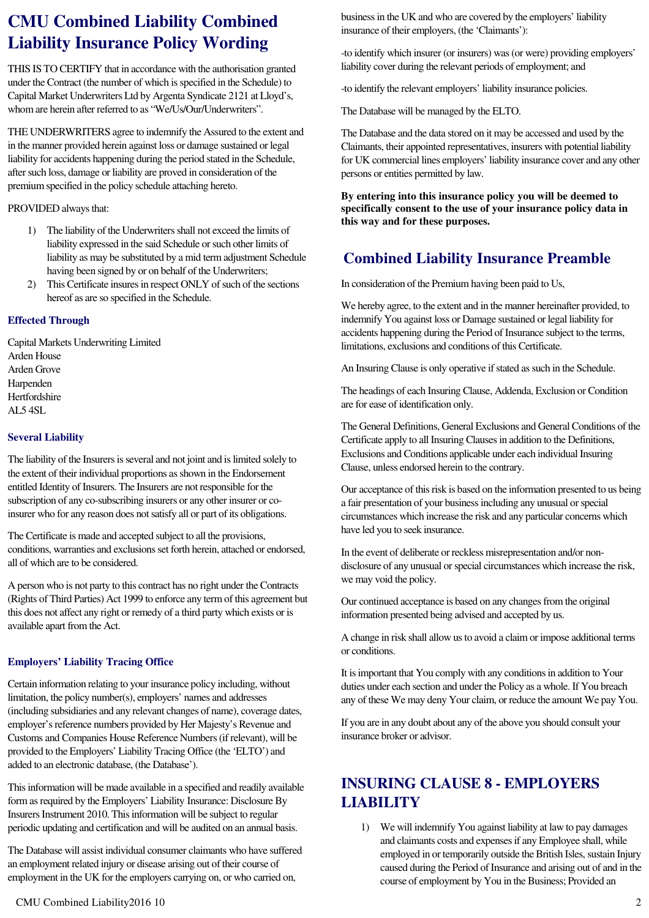# CMU Combined Liability Combined Liability Insurance Policy Wording

THIS IS TO CERTIFY that in accordance with the authorisation granted under the Contract (the number of which is specified in the Schedule) to Capital Market Underwriters Ltd by Argenta Syndicate 2121 at Lloyd's, whom are herein after referred to as "We/Us/Our/Underwriters".

THE UNDERWRITERS agree to indemnify the Assured to the extent and in the manner provided herein against loss or damage sustained or legal liability for accidents happening during the period stated in the Schedule, after such loss, damage or liability are proved in consideration of the premium specified in the policy schedule attaching hereto.

PROVIDED always that:

1) The liability of the Underwriters shall not exceed the limits of liability expressed in the said Schedule or such other limits of liability as may be substituted by a mid term adjustment Schedule having been signed by or on behalf of the Underwriters;
2) This Certificate insures in respect ONLY of such of the sections hereof as are so specified in the Schedule.

### Effected Through

Capital Markets Underwriting Limited
Arden House
Arden Grove
Harpenden
Hertfordshire
AL5 4SL

### Several Liability

The liability of the Insurers is several and not joint and is limited solely to the extent of their individual proportions as shown in the Endorsement entitled Identity of Insurers. The Insurers are not responsible for the subscription of any co-subscribing insurers or any other insurer or co-insurer who for any reason does not satisfy all or part of its obligations.

The Certificate is made and accepted subject to all the provisions, conditions, warranties and exclusions set forth herein, attached or endorsed, all of which are to be considered.

A person who is not party to this contract has no right under the Contracts (Rights of Third Parties) Act 1999 to enforce any term of this agreement but this does not affect any right or remedy of a third party which exists or is available apart from the Act.

### Employers' Liability Tracing Office

Certain information relating to your insurance policy including, without limitation, the policy number(s), employers' names and addresses (including subsidiaries and any relevant changes of name), coverage dates, employer's reference numbers provided by Her Majesty's Revenue and Customs and Companies House Reference Numbers (if relevant), will be provided to the Employers' Liability Tracing Office (the 'ELTO') and added to an electronic database, (the Database').

This information will be made available in a specified and readily available form as required by the Employers' Liability Insurance: Disclosure By Insurers Instrument 2010. This information will be subject to regular periodic updating and certification and will be audited on an annual basis.

The Database will assist individual consumer claimants who have suffered an employment related injury or disease arising out of their course of employment in the UK for the employers carrying on, or who carried on, business in the UK and who are covered by the employers' liability insurance of their employers, (the 'Claimants'):

-to identify which insurer (or insurers) was (or were) providing employers' liability cover during the relevant periods of employment; and

-to identify the relevant employers' liability insurance policies.

The Database will be managed by the ELTO.

The Database and the data stored on it may be accessed and used by the Claimants, their appointed representatives, insurers with potential liability for UK commercial lines employers' liability insurance cover and any other persons or entities permitted by law.

**By entering into this insurance policy you will be deemed to specifically consent to the use of your insurance policy data in this way and for these purposes.**

## Combined Liability Insurance Preamble

In consideration of the Premium having been paid to Us,

We hereby agree, to the extent and in the manner hereinafter provided, to indemnify You against loss or Damage sustained or legal liability for accidents happening during the Period of Insurance subject to the terms, limitations, exclusions and conditions of this Certificate.

An Insuring Clause is only operative if stated as such in the Schedule.

The headings of each Insuring Clause, Addenda, Exclusion or Condition are for ease of identification only.

The General Definitions, General Exclusions and General Conditions of the Certificate apply to all Insuring Clauses in addition to the Definitions, Exclusions and Conditions applicable under each individual Insuring Clause, unless endorsed herein to the contrary.

Our acceptance of this risk is based on the information presented to us being a fair presentation of your business including any unusual or special circumstances which increase the risk and any particular concerns which have led you to seek insurance.

In the event of deliberate or reckless misrepresentation and/or non-disclosure of any unusual or special circumstances which increase the risk, we may void the policy.

Our continued acceptance is based on any changes from the original information presented being advised and accepted by us.

A change in risk shall allow us to avoid a claim or impose additional terms or conditions.

It is important that You comply with any conditions in addition to Your duties under each section and under the Policy as a whole. If You breach any of these We may deny Your claim, or reduce the amount We pay You.

If you are in any doubt about any of the above you should consult your insurance broker or advisor.

## INSURING CLAUSE 8 - EMPLOYERS LIABILITY

1) We will indemnify You against liability at law to pay damages and claimants costs and expenses if any Employee shall, while employed in or temporarily outside the British Isles, sustain Injury caused during the Period of Insurance and arising out of and in the course of employment by You in the Business; Provided an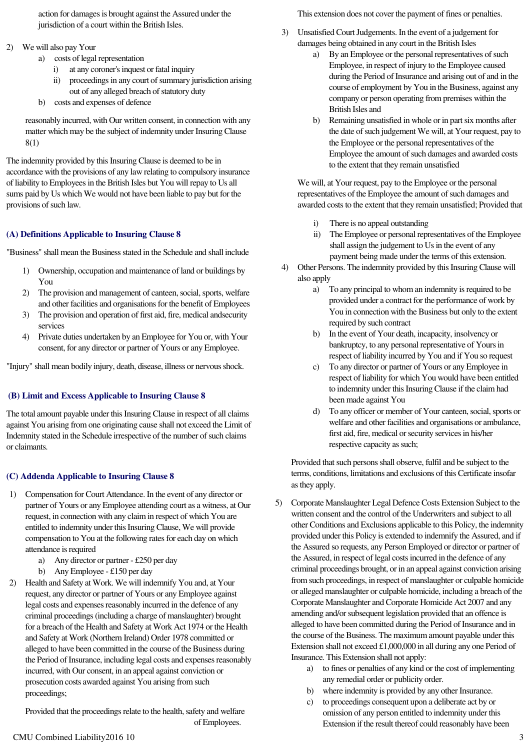action for damages is brought against the Assured under the jurisdiction of a court within the British Isles.

2) We will also pay Your
   a) costs of legal representation
      i) at any coroner's inquest or fatal inquiry
      ii) proceedings in any court of summary jurisdiction arising out of any alleged breach of statutory duty
   b) costs and expenses of defence

   reasonably incurred, with Our written consent, in connection with any matter which may be the subject of indemnity under Insuring Clause 8(1)

The indemnity provided by this Insuring Clause is deemed to be in accordance with the provisions of any law relating to compulsory insurance of liability to Employees in the British Isles but You will repay to Us all sums paid by Us which We would not have been liable to pay but for the provisions of such law.

### (A) Definitions Applicable to Insuring Clause 8

"Business" shall mean the Business stated in the Schedule and shall include

1) Ownership, occupation and maintenance of land or buildings by You
2) The provision and management of canteen, social, sports, welfare and other facilities and organisations for the benefit of Employees
3) The provision and operation of first aid, fire, medical andsecurity services
4) Private duties undertaken by an Employee for You or, with Your consent, for any director or partner of Yours or any Employee.

"Injury" shall mean bodily injury, death, disease, illness or nervous shock.

### (B) Limit and Excess Applicable to Insuring Clause 8

The total amount payable under this Insuring Clause in respect of all claims against You arising from one originating cause shall not exceed the Limit of Indemnity stated in the Schedule irrespective of the number of such claims or claimants.

### (C) Addenda Applicable to Insuring Clause 8

1) Compensation for Court Attendance. In the event of any director or partner of Yours or any Employee attending court as a witness, at Our request, in connection with any claim in respect of which You are entitled to indemnity under this Insuring Clause, We will provide compensation to You at the following rates for each day on which attendance is required
   a) Any director or partner - £250 per day
   b) Any Employee - £150 per day
2) Health and Safety at Work. We will indemnify You and, at Your request, any director or partner of Yours or any Employee against legal costs and expenses reasonably incurred in the defence of any criminal proceedings (including a charge of manslaughter) brought for a breach of the Health and Safety at Work Act 1974 or the Health and Safety at Work (Northern Ireland) Order 1978 committed or alleged to have been committed in the course of the Business during the Period of Insurance, including legal costs and expenses reasonably incurred, with Our consent, in an appeal against conviction or prosecution costs awarded against You arising from such proceedings;

   Provided that the proceedings relate to the health, safety and welfare of Employees.

   This extension does not cover the payment of fines or penalties.

3) Unsatisfied Court Judgements. In the event of a judgement for damages being obtained in any court in the British Isles
   a) By an Employee or the personal representatives of such Employee, in respect of injury to the Employee caused during the Period of Insurance and arising out of and in the course of employment by You in the Business, against any company or person operating from premises within the British Isles and
   b) Remaining unsatisfied in whole or in part six months after the date of such judgement We will, at Your request, pay to the Employee or the personal representatives of the Employee the amount of such damages and awarded costs to the extent that they remain unsatisfied

   We will, at Your request, pay to the Employee or the personal representatives of the Employee the amount of such damages and awarded costs to the extent that they remain unsatisfied; Provided that

   i) There is no appeal outstanding
   ii) The Employee or personal representatives of the Employee shall assign the judgement to Us in the event of any payment being made under the terms of this extension.
4) Other Persons. The indemnity provided by this Insuring Clause will also apply
   a) To any principal to whom an indemnity is required to be provided under a contract for the performance of work by You in connection with the Business but only to the extent required by such contract
   b) In the event of Your death, incapacity, insolvency or bankruptcy, to any personal representative of Yours in respect of liability incurred by You and if You so request
   c) To any director or partner of Yours or any Employee in respect of liability for which You would have been entitled to indemnity under this Insuring Clause if the claim had been made against You
   d) To any officer or member of Your canteen, social, sports or welfare and other facilities and organisations or ambulance, first aid, fire, medical or security services in his/her respective capacity as such;

   Provided that such persons shall observe, fulfil and be subject to the terms, conditions, limitations and exclusions of this Certificate insofar as they apply.

5) Corporate Manslaughter Legal Defence Costs Extension Subject to the written consent and the control of the Underwriters and subject to all other Conditions and Exclusions applicable to this Policy, the indemnity provided under this Policy is extended to indemnify the Assured, and if the Assured so requests, any Person Employed or director or partner of the Assured, in respect of legal costs incurred in the defence of any criminal proceedings brought, or in an appeal against conviction arising from such proceedings, in respect of manslaughter or culpable homicide or alleged manslaughter or culpable homicide, including a breach of the Corporate Manslaughter and Corporate Homicide Act 2007 and any amending and/or subsequent legislation provided that an offence is alleged to have been committed during the Period of Insurance and in the course of the Business. The maximum amount payable under this Extension shall not exceed £1,000,000 in all during any one Period of Insurance. This Extension shall not apply:
   a) to fines or penalties of any kind or the cost of implementing any remedial order or publicity order.
   b) where indemnity is provided by any other Insurance.
   c) to proceedings consequent upon a deliberate act by or omission of any person entitled to indemnity under this Extension if the result thereof could reasonably have been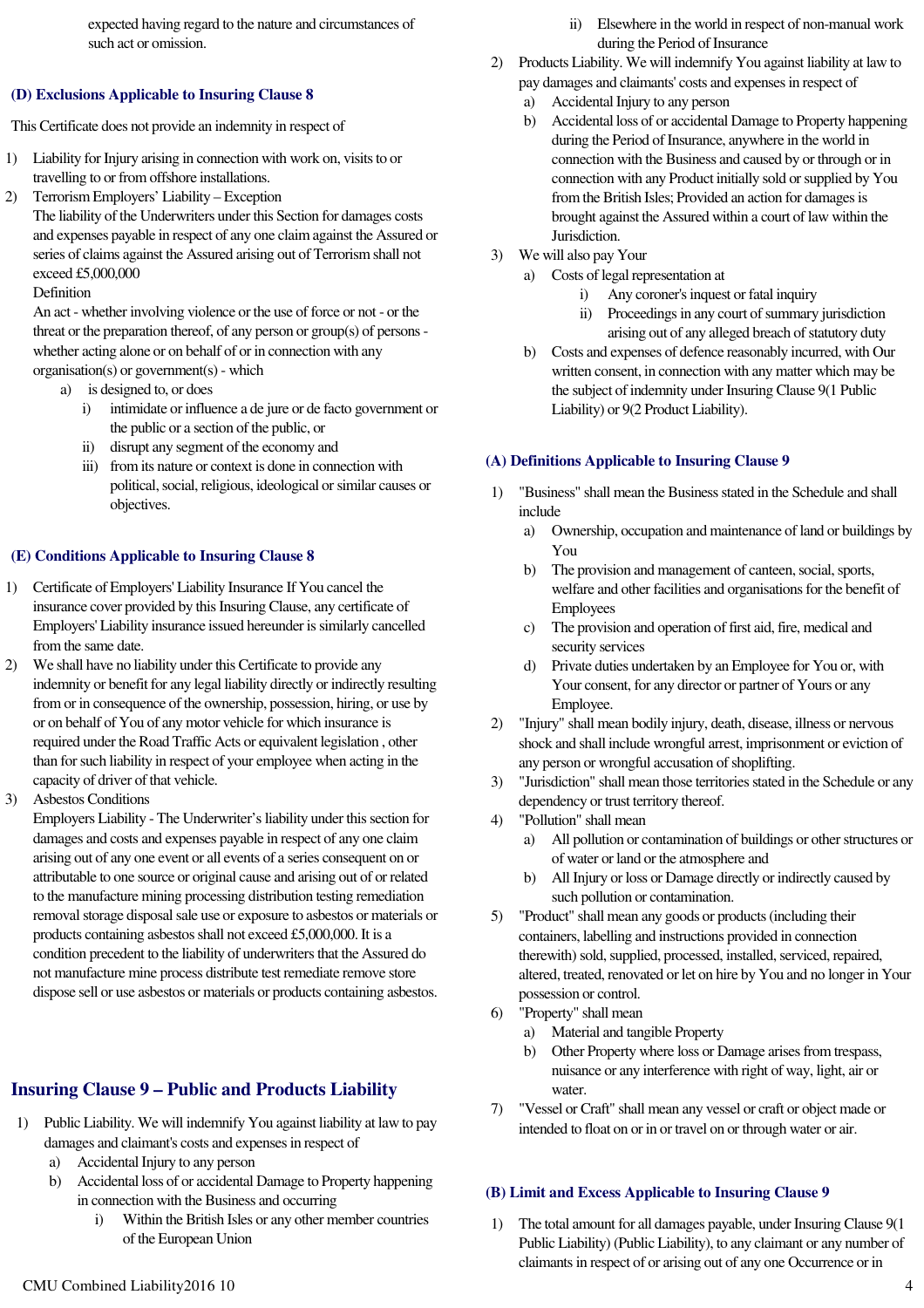expected having regard to the nature and circumstances of such act or omission.

### (D) Exclusions Applicable to Insuring Clause 8

This Certificate does not provide an indemnity in respect of

1) Liability for Injury arising in connection with work on, visits to or travelling to or from offshore installations.
2) Terrorism Employers' Liability – Exception
   The liability of the Underwriters under this Section for damages costs and expenses payable in respect of any one claim against the Assured or series of claims against the Assured arising out of Terrorism shall not exceed £5,000,000
   Definition
   An act - whether involving violence or the use of force or not - or the threat or the preparation thereof, of any person or group(s) of persons - whether acting alone or on behalf of or in connection with any organisation(s) or government(s) - which
   a) is designed to, or does
      i) intimidate or influence a de jure or de facto government or the public or a section of the public, or
      ii) disrupt any segment of the economy and
      iii) from its nature or context is done in connection with political, social, religious, ideological or similar causes or objectives.

### (E) Conditions Applicable to Insuring Clause 8

1) Certificate of Employers' Liability Insurance If You cancel the insurance cover provided by this Insuring Clause, any certificate of Employers' Liability insurance issued hereunder is similarly cancelled from the same date.
2) We shall have no liability under this Certificate to provide any indemnity or benefit for any legal liability directly or indirectly resulting from or in consequence of the ownership, possession, hiring, or use by or on behalf of You of any motor vehicle for which insurance is required under the Road Traffic Acts or equivalent legislation , other than for such liability in respect of your employee when acting in the capacity of driver of that vehicle.
3) Asbestos Conditions
   Employers Liability - The Underwriter's liability under this section for damages and costs and expenses payable in respect of any one claim arising out of any one event or all events of a series consequent on or attributable to one source or original cause and arising out of or related to the manufacture mining processing distribution testing remediation removal storage disposal sale use or exposure to asbestos or materials or products containing asbestos shall not exceed £5,000,000. It is a condition precedent to the liability of underwriters that the Assured do not manufacture mine process distribute test remediate remove store dispose sell or use asbestos or materials or products containing asbestos.

## Insuring Clause 9 – Public and Products Liability

1) Public Liability. We will indemnify You against liability at law to pay damages and claimant's costs and expenses in respect of
   a) Accidental Injury to any person
   b) Accidental loss of or accidental Damage to Property happening in connection with the Business and occurring
      i) Within the British Isles or any other member countries of the European Union
      ii) Elsewhere in the world in respect of non-manual work during the Period of Insurance
2) Products Liability. We will indemnify You against liability at law to pay damages and claimants' costs and expenses in respect of
   a) Accidental Injury to any person
   b) Accidental loss of or accidental Damage to Property happening during the Period of Insurance, anywhere in the world in connection with the Business and caused by or through or in connection with any Product initially sold or supplied by You from the British Isles; Provided an action for damages is brought against the Assured within a court of law within the Jurisdiction.
3) We will also pay Your
   a) Costs of legal representation at
      i) Any coroner's inquest or fatal inquiry
      ii) Proceedings in any court of summary jurisdiction arising out of any alleged breach of statutory duty
   b) Costs and expenses of defence reasonably incurred, with Our written consent, in connection with any matter which may be the subject of indemnity under Insuring Clause 9(1 Public Liability) or 9(2 Product Liability).

### (A) Definitions Applicable to Insuring Clause 9

1) "Business" shall mean the Business stated in the Schedule and shall include
   a) Ownership, occupation and maintenance of land or buildings by You
   b) The provision and management of canteen, social, sports, welfare and other facilities and organisations for the benefit of Employees
   c) The provision and operation of first aid, fire, medical and security services
   d) Private duties undertaken by an Employee for You or, with Your consent, for any director or partner of Yours or any Employee.
2) "Injury" shall mean bodily injury, death, disease, illness or nervous shock and shall include wrongful arrest, imprisonment or eviction of any person or wrongful accusation of shoplifting.
3) "Jurisdiction" shall mean those territories stated in the Schedule or any dependency or trust territory thereof.
4) "Pollution" shall mean
   a) All pollution or contamination of buildings or other structures or of water or land or the atmosphere and
   b) All Injury or loss or Damage directly or indirectly caused by such pollution or contamination.
5) "Product" shall mean any goods or products (including their containers, labelling and instructions provided in connection therewith) sold, supplied, processed, installed, serviced, repaired, altered, treated, renovated or let on hire by You and no longer in Your possession or control.
6) "Property" shall mean
   a) Material and tangible Property
   b) Other Property where loss or Damage arises from trespass, nuisance or any interference with right of way, light, air or water.
7) "Vessel or Craft" shall mean any vessel or craft or object made or intended to float on or in or travel on or through water or air.

### (B) Limit and Excess Applicable to Insuring Clause 9

1) The total amount for all damages payable, under Insuring Clause 9(1 Public Liability) (Public Liability), to any claimant or any number of claimants in respect of or arising out of any one Occurrence or in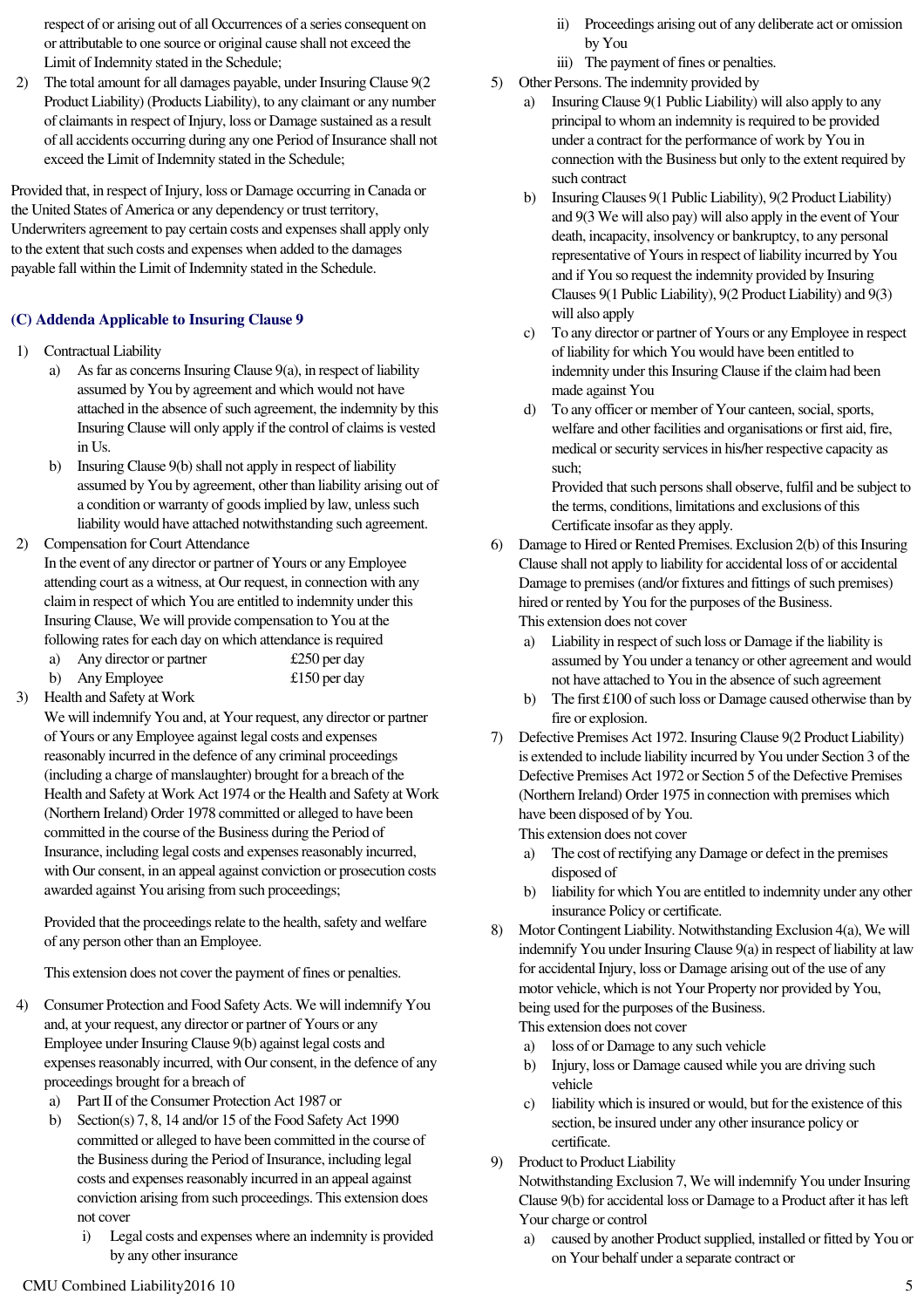respect of or arising out of all Occurrences of a series consequent on or attributable to one source or original cause shall not exceed the Limit of Indemnity stated in the Schedule;

2) The total amount for all damages payable, under Insuring Clause 9(2 Product Liability) (Products Liability), to any claimant or any number of claimants in respect of Injury, loss or Damage sustained as a result of all accidents occurring during any one Period of Insurance shall not exceed the Limit of Indemnity stated in the Schedule;

Provided that, in respect of Injury, loss or Damage occurring in Canada or the United States of America or any dependency or trust territory, Underwriters agreement to pay certain costs and expenses shall apply only to the extent that such costs and expenses when added to the damages payable fall within the Limit of Indemnity stated in the Schedule.

### (C) Addenda Applicable to Insuring Clause 9

1) Contractual Liability
   a) As far as concerns Insuring Clause 9(a), in respect of liability assumed by You by agreement and which would not have attached in the absence of such agreement, the indemnity by this Insuring Clause will only apply if the control of claims is vested in Us.
   b) Insuring Clause 9(b) shall not apply in respect of liability assumed by You by agreement, other than liability arising out of a condition or warranty of goods implied by law, unless such liability would have attached notwithstanding such agreement.

2) Compensation for Court Attendance
   In the event of any director or partner of Yours or any Employee attending court as a witness, at Our request, in connection with any claim in respect of which You are entitled to indemnity under this Insuring Clause, We will provide compensation to You at the following rates for each day on which attendance is required
   a) Any director or partner £250 per day
   b) Any Employee £150 per day

3) Health and Safety at Work
   We will indemnify You and, at Your request, any director or partner of Yours or any Employee against legal costs and expenses reasonably incurred in the defence of any criminal proceedings (including a charge of manslaughter) brought for a breach of the Health and Safety at Work Act 1974 or the Health and Safety at Work (Northern Ireland) Order 1978 committed or alleged to have been committed in the course of the Business during the Period of Insurance, including legal costs and expenses reasonably incurred, with Our consent, in an appeal against conviction or prosecution costs awarded against You arising from such proceedings;

   Provided that the proceedings relate to the health, safety and welfare of any person other than an Employee.

   This extension does not cover the payment of fines or penalties.

4) Consumer Protection and Food Safety Acts. We will indemnify You and, at your request, any director or partner of Yours or any Employee under Insuring Clause 9(b) against legal costs and expenses reasonably incurred, with Our consent, in the defence of any proceedings brought for a breach of
   a) Part II of the Consumer Protection Act 1987 or
   b) Section(s) 7, 8, 14 and/or 15 of the Food Safety Act 1990 committed or alleged to have been committed in the course of the Business during the Period of Insurance, including legal costs and expenses reasonably incurred in an appeal against conviction arising from such proceedings. This extension does not cover
      i) Legal costs and expenses where an indemnity is provided by any other insurance
      ii) Proceedings arising out of any deliberate act or omission by You
      iii) The payment of fines or penalties.

5) Other Persons. The indemnity provided by
   a) Insuring Clause 9(1 Public Liability) will also apply to any principal to whom an indemnity is required to be provided under a contract for the performance of work by You in connection with the Business but only to the extent required by such contract
   b) Insuring Clauses 9(1 Public Liability), 9(2 Product Liability) and 9(3 We will also pay) will also apply in the event of Your death, incapacity, insolvency or bankruptcy, to any personal representative of Yours in respect of liability incurred by You and if You so request the indemnity provided by Insuring Clauses 9(1 Public Liability), 9(2 Product Liability) and 9(3) will also apply
   c) To any director or partner of Yours or any Employee in respect of liability for which You would have been entitled to indemnity under this Insuring Clause if the claim had been made against You
   d) To any officer or member of Your canteen, social, sports, welfare and other facilities and organisations or first aid, fire, medical or security services in his/her respective capacity as such;
      Provided that such persons shall observe, fulfil and be subject to the terms, conditions, limitations and exclusions of this Certificate insofar as they apply.

6) Damage to Hired or Rented Premises. Exclusion 2(b) of this Insuring Clause shall not apply to liability for accidental loss of or accidental Damage to premises (and/or fixtures and fittings of such premises) hired or rented by You for the purposes of the Business.
   This extension does not cover
   a) Liability in respect of such loss or Damage if the liability is assumed by You under a tenancy or other agreement and would not have attached to You in the absence of such agreement
   b) The first £100 of such loss or Damage caused otherwise than by fire or explosion.

7) Defective Premises Act 1972. Insuring Clause 9(2 Product Liability) is extended to include liability incurred by You under Section 3 of the Defective Premises Act 1972 or Section 5 of the Defective Premises (Northern Ireland) Order 1975 in connection with premises which have been disposed of by You.
   This extension does not cover
   a) The cost of rectifying any Damage or defect in the premises disposed of
   b) liability for which You are entitled to indemnity under any other insurance Policy or certificate.

8) Motor Contingent Liability. Notwithstanding Exclusion 4(a), We will indemnify You under Insuring Clause 9(a) in respect of liability at law for accidental Injury, loss or Damage arising out of the use of any motor vehicle, which is not Your Property nor provided by You, being used for the purposes of the Business.
   This extension does not cover
   a) loss of or Damage to any such vehicle
   b) Injury, loss or Damage caused while you are driving such vehicle
   c) liability which is insured or would, but for the existence of this section, be insured under any other insurance policy or certificate.

9) Product to Product Liability
   Notwithstanding Exclusion 7, We will indemnify You under Insuring Clause 9(b) for accidental loss or Damage to a Product after it has left Your charge or control
   a) caused by another Product supplied, installed or fitted by You or on Your behalf under a separate contract or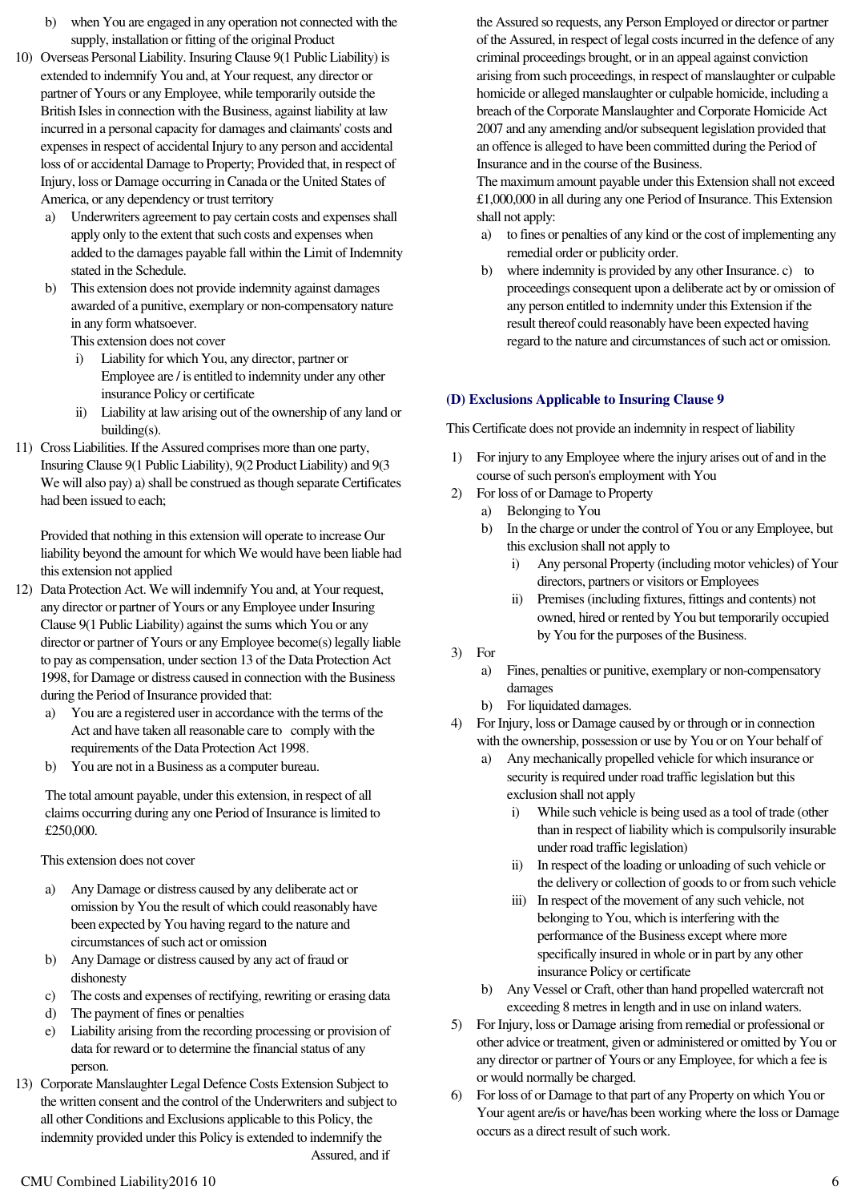b) when You are engaged in any operation not connected with the supply, installation or fitting of the original Product

10) Overseas Personal Liability. Insuring Clause 9(1 Public Liability) is extended to indemnify You and, at Your request, any director or partner of Yours or any Employee, while temporarily outside the British Isles in connection with the Business, against liability at law incurred in a personal capacity for damages and claimants' costs and expenses in respect of accidental Injury to any person and accidental loss of or accidental Damage to Property; Provided that, in respect of Injury, loss or Damage occurring in Canada or the United States of America, or any dependency or trust territory
    a) Underwriters agreement to pay certain costs and expenses shall apply only to the extent that such costs and expenses when added to the damages payable fall within the Limit of Indemnity stated in the Schedule.
    b) This extension does not provide indemnity against damages awarded of a punitive, exemplary or non-compensatory nature in any form whatsoever.

    This extension does not cover
    i) Liability for which You, any director, partner or Employee are / is entitled to indemnity under any other insurance Policy or certificate
    ii) Liability at law arising out of the ownership of any land or building(s).

11) Cross Liabilities. If the Assured comprises more than one party, Insuring Clause 9(1 Public Liability), 9(2 Product Liability) and 9(3 We will also pay) a) shall be construed as though separate Certificates had been issued to each;

    Provided that nothing in this extension will operate to increase Our liability beyond the amount for which We would have been liable had this extension not applied

12) Data Protection Act. We will indemnify You and, at Your request, any director or partner of Yours or any Employee under Insuring Clause 9(1 Public Liability) against the sums which You or any director or partner of Yours or any Employee become(s) legally liable to pay as compensation, under section 13 of the Data Protection Act 1998, for Damage or distress caused in connection with the Business during the Period of Insurance provided that:
    a) You are a registered user in accordance with the terms of the Act and have taken all reasonable care to comply with the requirements of the Data Protection Act 1998.
    b) You are not in a Business as a computer bureau.

    The total amount payable, under this extension, in respect of all claims occurring during any one Period of Insurance is limited to £250,000.

    This extension does not cover

    a) Any Damage or distress caused by any deliberate act or omission by You the result of which could reasonably have been expected by You having regard to the nature and circumstances of such act or omission
    b) Any Damage or distress caused by any act of fraud or dishonesty
    c) The costs and expenses of rectifying, rewriting or erasing data
    d) The payment of fines or penalties
    e) Liability arising from the recording processing or provision of data for reward or to determine the financial status of any person.

13) Corporate Manslaughter Legal Defence Costs Extension Subject to the written consent and the control of the Underwriters and subject to all other Conditions and Exclusions applicable to this Policy, the indemnity provided under this Policy is extended to indemnify the Assured, and if the Assured so requests, any Person Employed or director or partner of the Assured, in respect of legal costs incurred in the defence of any criminal proceedings brought, or in an appeal against conviction arising from such proceedings, in respect of manslaughter or culpable homicide or alleged manslaughter or culpable homicide, including a breach of the Corporate Manslaughter and Corporate Homicide Act 2007 and any amending and/or subsequent legislation provided that an offence is alleged to have been committed during the Period of Insurance and in the course of the Business.

    The maximum amount payable under this Extension shall not exceed £1,000,000 in all during any one Period of Insurance. This Extension shall not apply:
    a) to fines or penalties of any kind or the cost of implementing any remedial order or publicity order.
    b) where indemnity is provided by any other Insurance. c) to proceedings consequent upon a deliberate act by or omission of any person entitled to indemnity under this Extension if the result thereof could reasonably have been expected having regard to the nature and circumstances of such act or omission.

### (D) Exclusions Applicable to Insuring Clause 9

This Certificate does not provide an indemnity in respect of liability

1) For injury to any Employee where the injury arises out of and in the course of such person's employment with You
2) For loss of or Damage to Property
    a) Belonging to You
    b) In the charge or under the control of You or any Employee, but this exclusion shall not apply to
        i) Any personal Property (including motor vehicles) of Your directors, partners or visitors or Employees
        ii) Premises (including fixtures, fittings and contents) not owned, hired or rented by You but temporarily occupied by You for the purposes of the Business.
3) For
    a) Fines, penalties or punitive, exemplary or non-compensatory damages
    b) For liquidated damages.
4) For Injury, loss or Damage caused by or through or in connection with the ownership, possession or use by You or on Your behalf of
    a) Any mechanically propelled vehicle for which insurance or security is required under road traffic legislation but this exclusion shall not apply
        i) While such vehicle is being used as a tool of trade (other than in respect of liability which is compulsorily insurable under road traffic legislation)
        ii) In respect of the loading or unloading of such vehicle or the delivery or collection of goods to or from such vehicle
        iii) In respect of the movement of any such vehicle, not belonging to You, which is interfering with the performance of the Business except where more specifically insured in whole or in part by any other insurance Policy or certificate
    b) Any Vessel or Craft, other than hand propelled watercraft not exceeding 8 metres in length and in use on inland waters.
5) For Injury, loss or Damage arising from remedial or professional or other advice or treatment, given or administered or omitted by You or any director or partner of Yours or any Employee, for which a fee is or would normally be charged.
6) For loss of or Damage to that part of any Property on which You or Your agent are/is or have/has been working where the loss or Damage occurs as a direct result of such work.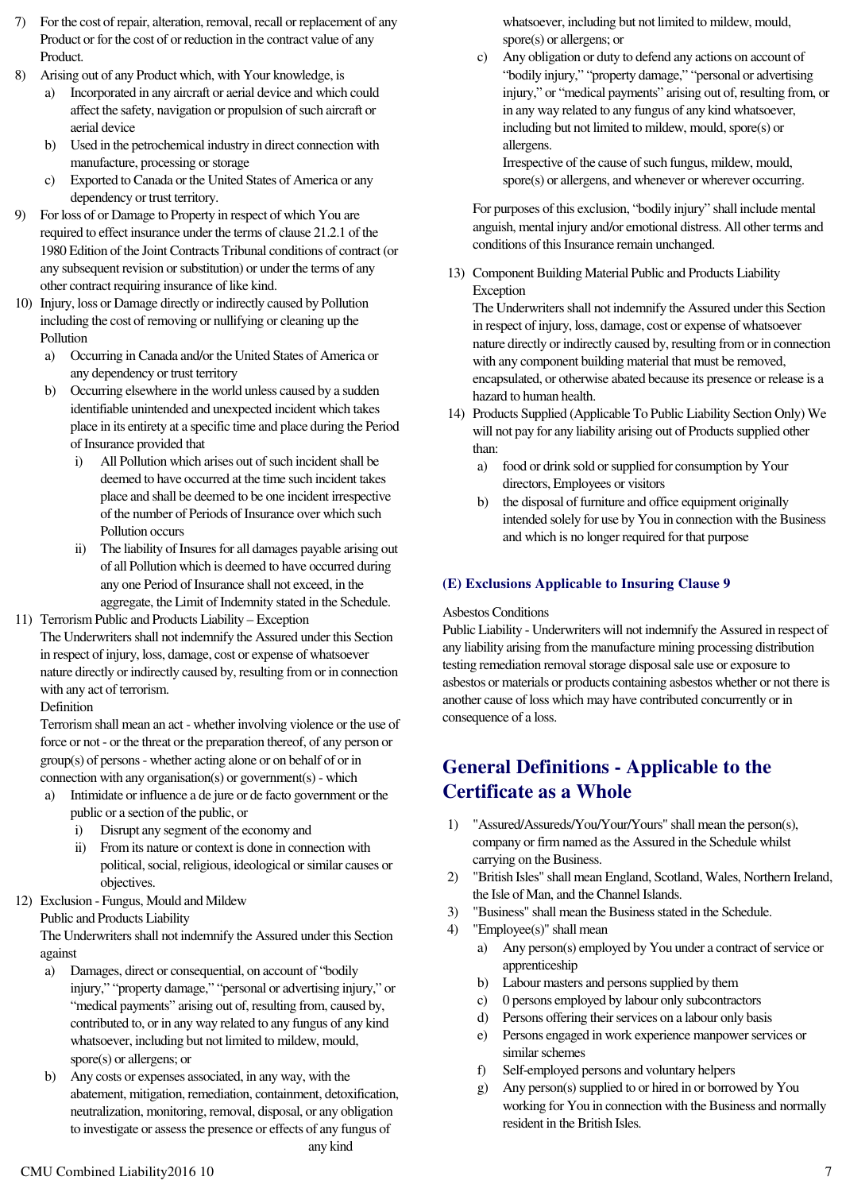7) For the cost of repair, alteration, removal, recall or replacement of any Product or for the cost of or reduction in the contract value of any Product.
8) Arising out of any Product which, with Your knowledge, is
   a) Incorporated in any aircraft or aerial device and which could affect the safety, navigation or propulsion of such aircraft or aerial device
   b) Used in the petrochemical industry in direct connection with manufacture, processing or storage
   c) Exported to Canada or the United States of America or any dependency or trust territory.
9) For loss of or Damage to Property in respect of which You are required to effect insurance under the terms of clause 21.2.1 of the 1980 Edition of the Joint Contracts Tribunal conditions of contract (or any subsequent revision or substitution) or under the terms of any other contract requiring insurance of like kind.
10) Injury, loss or Damage directly or indirectly caused by Pollution including the cost of removing or nullifying or cleaning up the Pollution
    a) Occurring in Canada and/or the United States of America or any dependency or trust territory
    b) Occurring elsewhere in the world unless caused by a sudden identifiable unintended and unexpected incident which takes place in its entirety at a specific time and place during the Period of Insurance provided that
       i) All Pollution which arises out of such incident shall be deemed to have occurred at the time such incident takes place and shall be deemed to be one incident irrespective of the number of Periods of Insurance over which such Pollution occurs
       ii) The liability of Insures for all damages payable arising out of all Pollution which is deemed to have occurred during any one Period of Insurance shall not exceed, in the aggregate, the Limit of Indemnity stated in the Schedule.
11) Terrorism Public and Products Liability – Exception
    The Underwriters shall not indemnify the Assured under this Section in respect of injury, loss, damage, cost or expense of whatsoever nature directly or indirectly caused by, resulting from or in connection with any act of terrorism.
    Definition
    Terrorism shall mean an act - whether involving violence or the use of force or not - or the threat or the preparation thereof, of any person or group(s) of persons - whether acting alone or on behalf of or in connection with any organisation(s) or government(s) - which
    a) Intimidate or influence a de jure or de facto government or the public or a section of the public, or
       i) Disrupt any segment of the economy and
       ii) From its nature or context is done in connection with political, social, religious, ideological or similar causes or objectives.
12) Exclusion - Fungus, Mould and Mildew
    Public and Products Liability
    The Underwriters shall not indemnify the Assured under this Section against
    a) Damages, direct or consequential, on account of "bodily injury," "property damage," "personal or advertising injury," or "medical payments" arising out of, resulting from, caused by, contributed to, or in any way related to any fungus of any kind whatsoever, including but not limited to mildew, mould, spore(s) or allergens; or
    b) Any costs or expenses associated, in any way, with the abatement, mitigation, remediation, containment, detoxification, neutralization, monitoring, removal, disposal, or any obligation to investigate or assess the presence or effects of any fungus of any kind whatsoever, including but not limited to mildew, mould, spore(s) or allergens; or
    c) Any obligation or duty to defend any actions on account of "bodily injury," "property damage," "personal or advertising injury," or "medical payments" arising out of, resulting from, or in any way related to any fungus of any kind whatsoever, including but not limited to mildew, mould, spore(s) or allergens.
    Irrespective of the cause of such fungus, mildew, mould, spore(s) or allergens, and whenever or wherever occurring.

    For purposes of this exclusion, "bodily injury" shall include mental anguish, mental injury and/or emotional distress. All other terms and conditions of this Insurance remain unchanged.
13) Component Building Material Public and Products Liability Exception
    The Underwriters shall not indemnify the Assured under this Section in respect of injury, loss, damage, cost or expense of whatsoever nature directly or indirectly caused by, resulting from or in connection with any component building material that must be removed, encapsulated, or otherwise abated because its presence or release is a hazard to human health.
14) Products Supplied (Applicable To Public Liability Section Only) We will not pay for any liability arising out of Products supplied other than:
    a) food or drink sold or supplied for consumption by Your directors, Employees or visitors
    b) the disposal of furniture and office equipment originally intended solely for use by You in connection with the Business and which is no longer required for that purpose

### (E) Exclusions Applicable to Insuring Clause 9

Asbestos Conditions
Public Liability - Underwriters will not indemnify the Assured in respect of any liability arising from the manufacture mining processing distribution testing remediation removal storage disposal sale use or exposure to asbestos or materials or products containing asbestos whether or not there is another cause of loss which may have contributed concurrently or in consequence of a loss.

## General Definitions - Applicable to the Certificate as a Whole

1) "Assured/Assureds/You/Your/Yours" shall mean the person(s), company or firm named as the Assured in the Schedule whilst carrying on the Business.
2) "British Isles" shall mean England, Scotland, Wales, Northern Ireland, the Isle of Man, and the Channel Islands.
3) "Business" shall mean the Business stated in the Schedule.
4) "Employee(s)" shall mean
   a) Any person(s) employed by You under a contract of service or apprenticeship
   b) Labour masters and persons supplied by them
   c) 0 persons employed by labour only subcontractors
   d) Persons offering their services on a labour only basis
   e) Persons engaged in work experience manpower services or similar schemes
   f) Self-employed persons and voluntary helpers
   g) Any person(s) supplied to or hired in or borrowed by You working for You in connection with the Business and normally resident in the British Isles.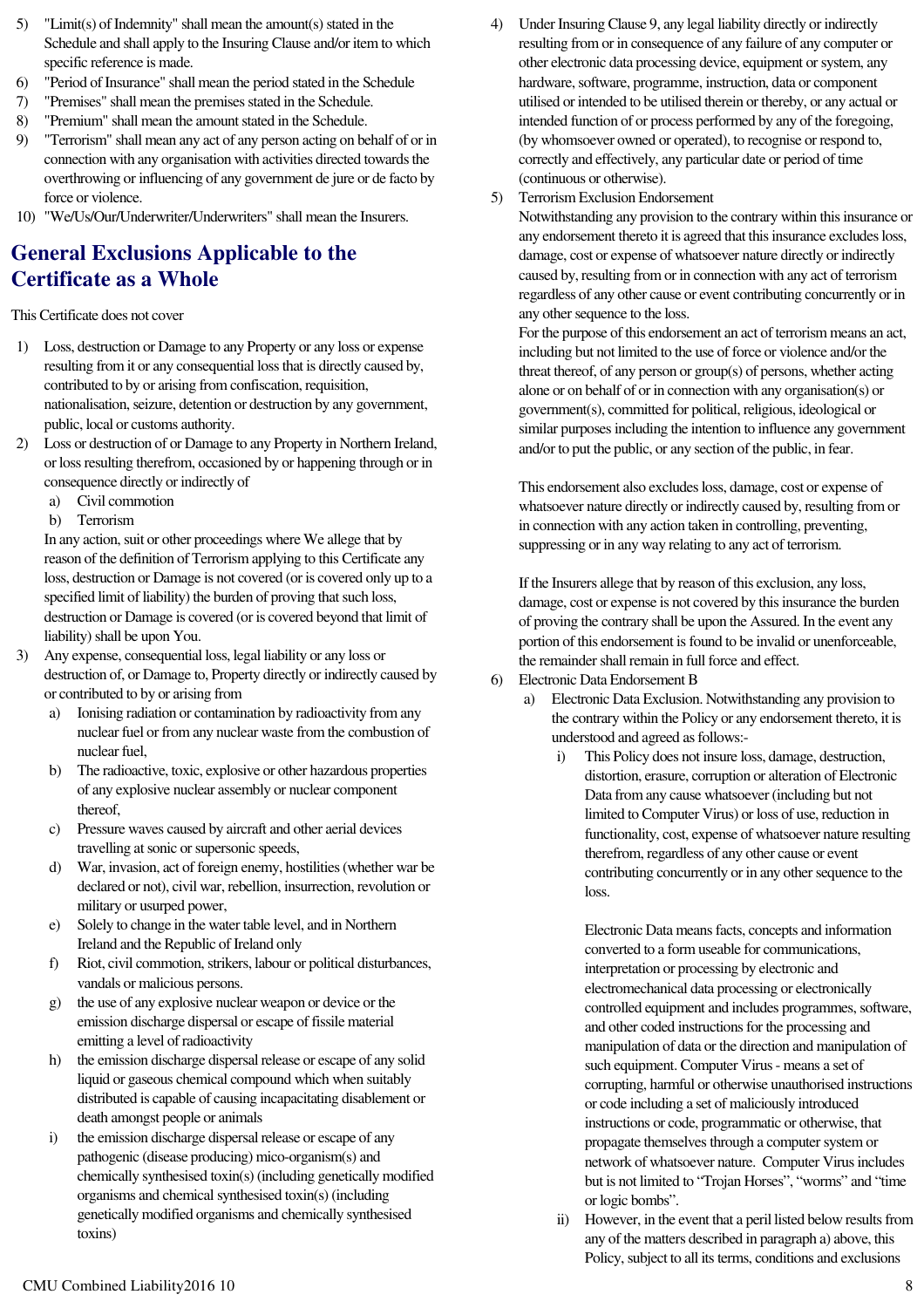5) "Limit(s) of Indemnity" shall mean the amount(s) stated in the Schedule and shall apply to the Insuring Clause and/or item to which specific reference is made.
6) "Period of Insurance" shall mean the period stated in the Schedule
7) "Premises" shall mean the premises stated in the Schedule.
8) "Premium" shall mean the amount stated in the Schedule.
9) "Terrorism" shall mean any act of any person acting on behalf of or in connection with any organisation with activities directed towards the overthrowing or influencing of any government de jure or de facto by force or violence.
10) "We/Us/Our/Underwriter/Underwriters" shall mean the Insurers.

## General Exclusions Applicable to the Certificate as a Whole

This Certificate does not cover

1) Loss, destruction or Damage to any Property or any loss or expense resulting from it or any consequential loss that is directly caused by, contributed to by or arising from confiscation, requisition, nationalisation, seizure, detention or destruction by any government, public, local or customs authority.
2) Loss or destruction of or Damage to any Property in Northern Ireland, or loss resulting therefrom, occasioned by or happening through or in consequence directly or indirectly of
   a) Civil commotion
   b) Terrorism

   In any action, suit or other proceedings where We allege that by reason of the definition of Terrorism applying to this Certificate any loss, destruction or Damage is not covered (or is covered only up to a specified limit of liability) the burden of proving that such loss, destruction or Damage is covered (or is covered beyond that limit of liability) shall be upon You.
3) Any expense, consequential loss, legal liability or any loss or destruction of, or Damage to, Property directly or indirectly caused by or contributed to by or arising from
   a) Ionising radiation or contamination by radioactivity from any nuclear fuel or from any nuclear waste from the combustion of nuclear fuel,
   b) The radioactive, toxic, explosive or other hazardous properties of any explosive nuclear assembly or nuclear component thereof,
   c) Pressure waves caused by aircraft and other aerial devices travelling at sonic or supersonic speeds,
   d) War, invasion, act of foreign enemy, hostilities (whether war be declared or not), civil war, rebellion, insurrection, revolution or military or usurped power,
   e) Solely to change in the water table level, and in Northern Ireland and the Republic of Ireland only
   f) Riot, civil commotion, strikers, labour or political disturbances, vandals or malicious persons.
   g) the use of any explosive nuclear weapon or device or the emission discharge dispersal or escape of fissile material emitting a level of radioactivity
   h) the emission discharge dispersal release or escape of any solid liquid or gaseous chemical compound which when suitably distributed is capable of causing incapacitating disablement or death amongst people or animals
   i) the emission discharge dispersal release or escape of any pathogenic (disease producing) mico-organism(s) and chemically synthesised toxin(s) (including genetically modified organisms and chemical synthesised toxin(s) (including genetically modified organisms and chemically synthesised toxins)
4) Under Insuring Clause 9, any legal liability directly or indirectly resulting from or in consequence of any failure of any computer or other electronic data processing device, equipment or system, any hardware, software, programme, instruction, data or component utilised or intended to be utilised therein or thereby, or any actual or intended function of or process performed by any of the foregoing, (by whomsoever owned or operated), to recognise or respond to, correctly and effectively, any particular date or period of time (continuous or otherwise).
5) Terrorism Exclusion Endorsement

   Notwithstanding any provision to the contrary within this insurance or any endorsement thereto it is agreed that this insurance excludes loss, damage, cost or expense of whatsoever nature directly or indirectly caused by, resulting from or in connection with any act of terrorism regardless of any other cause or event contributing concurrently or in any other sequence to the loss.

   For the purpose of this endorsement an act of terrorism means an act, including but not limited to the use of force or violence and/or the threat thereof, of any person or group(s) of persons, whether acting alone or on behalf of or in connection with any organisation(s) or government(s), committed for political, religious, ideological or similar purposes including the intention to influence any government and/or to put the public, or any section of the public, in fear.

   This endorsement also excludes loss, damage, cost or expense of whatsoever nature directly or indirectly caused by, resulting from or in connection with any action taken in controlling, preventing, suppressing or in any way relating to any act of terrorism.

   If the Insurers allege that by reason of this exclusion, any loss, damage, cost or expense is not covered by this insurance the burden of proving the contrary shall be upon the Assured. In the event any portion of this endorsement is found to be invalid or unenforceable, the remainder shall remain in full force and effect.
6) Electronic Data Endorsement B
   a) Electronic Data Exclusion. Notwithstanding any provision to the contrary within the Policy or any endorsement thereto, it is understood and agreed as follows:-
      i) This Policy does not insure loss, damage, destruction, distortion, erasure, corruption or alteration of Electronic Data from any cause whatsoever (including but not limited to Computer Virus) or loss of use, reduction in functionality, cost, expense of whatsoever nature resulting therefrom, regardless of any other cause or event contributing concurrently or in any other sequence to the loss.

         Electronic Data means facts, concepts and information converted to a form useable for communications, interpretation or processing by electronic and electromechanical data processing or electronically controlled equipment and includes programmes, software, and other coded instructions for the processing and manipulation of data or the direction and manipulation of such equipment. Computer Virus - means a set of corrupting, harmful or otherwise unauthorised instructions or code including a set of maliciously introduced instructions or code, programmatic or otherwise, that propagate themselves through a computer system or network of whatsoever nature. Computer Virus includes but is not limited to “Trojan Horses”, “worms” and “time or logic bombs”.
      ii) However, in the event that a peril listed below results from any of the matters described in paragraph a) above, this Policy, subject to all its terms, conditions and exclusions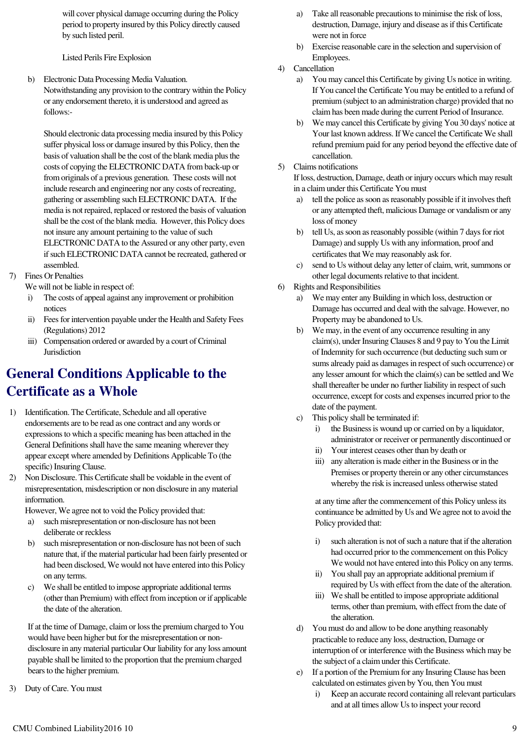will cover physical damage occurring during the Policy period to property insured by this Policy directly caused by such listed peril.

Listed Perils Fire Explosion

b) Electronic Data Processing Media Valuation.
Notwithstanding any provision to the contrary within the Policy or any endorsement thereto, it is understood and agreed as follows:-

Should electronic data processing media insured by this Policy suffer physical loss or damage insured by this Policy, then the basis of valuation shall be the cost of the blank media plus the costs of copying the ELECTRONIC DATA from back-up or from originals of a previous generation. These costs will not include research and engineering nor any costs of recreating, gathering or assembling such ELECTRONIC DATA. If the media is not repaired, replaced or restored the basis of valuation shall be the cost of the blank media. However, this Policy does not insure any amount pertaining to the value of such ELECTRONIC DATA to the Assured or any other party, even if such ELECTRONIC DATA cannot be recreated, gathered or assembled.

7) Fines Or Penalties
We will not be liable in respect of:
   i) The costs of appeal against any improvement or prohibition notices
   ii) Fees for intervention payable under the Health and Safety Fees (Regulations) 2012
   iii) Compensation ordered or awarded by a court of Criminal Jurisdiction

# General Conditions Applicable to the Certificate as a Whole

1) Identification. The Certificate, Schedule and all operative endorsements are to be read as one contract and any words or expressions to which a specific meaning has been attached in the General Definitions shall have the same meaning wherever they appear except where amended by Definitions Applicable To (the specific) Insuring Clause.
2) Non Disclosure. This Certificate shall be voidable in the event of misrepresentation, misdescription or non disclosure in any material information.
However, We agree not to void the Policy provided that:
   a) such misrepresentation or non-disclosure has not been deliberate or reckless
   b) such misrepresentation or non-disclosure has not been of such nature that, if the material particular had been fairly presented or had been disclosed, We would not have entered into this Policy on any terms.
   c) We shall be entitled to impose appropriate additional terms (other than Premium) with effect from inception or if applicable the date of the alteration.

   If at the time of Damage, claim or loss the premium charged to You would have been higher but for the misrepresentation or non-disclosure in any material particular Our liability for any loss amount payable shall be limited to the proportion that the premium charged bears to the higher premium.
3) Duty of Care. You must
   a) Take all reasonable precautions to minimise the risk of loss, destruction, Damage, injury and disease as if this Certificate were not in force
   b) Exercise reasonable care in the selection and supervision of Employees.
4) Cancellation
   a) You may cancel this Certificate by giving Us notice in writing. If You cancel the Certificate You may be entitled to a refund of premium (subject to an administration charge) provided that no claim has been made during the current Period of Insurance.
   b) We may cancel this Certificate by giving You 30 days' notice at Your last known address. If We cancel the Certificate We shall refund premium paid for any period beyond the effective date of cancellation.
5) Claims notifications
If loss, destruction, Damage, death or injury occurs which may result in a claim under this Certificate You must
   a) tell the police as soon as reasonably possible if it involves theft or any attempted theft, malicious Damage or vandalism or any loss of money
   b) tell Us, as soon as reasonably possible (within 7 days for riot Damage) and supply Us with any information, proof and certificates that We may reasonably ask for.
   c) send to Us without delay any letter of claim, writ, summons or other legal documents relative to that incident.
6) Rights and Responsibilities
   a) We may enter any Building in which loss, destruction or Damage has occurred and deal with the salvage. However, no Property may be abandoned to Us.
   b) We may, in the event of any occurrence resulting in any claim(s), under Insuring Clauses 8 and 9 pay to You the Limit of Indemnity for such occurrence (but deducting such sum or sums already paid as damages in respect of such occurrence) or any lesser amount for which the claim(s) can be settled and We shall thereafter be under no further liability in respect of such occurrence, except for costs and expenses incurred prior to the date of the payment.
   c) This policy shall be terminated if:
      i) the Business is wound up or carried on by a liquidator, administrator or receiver or permanently discontinued or
      ii) Your interest ceases other than by death or
      iii) any alteration is made either in the Business or in the Premises or property therein or any other circumstances whereby the risk is increased unless otherwise stated

      at any time after the commencement of this Policy unless its continuance be admitted by Us and We agree not to avoid the Policy provided that:

      i) such alteration is not of such a nature that if the alteration had occurred prior to the commencement on this Policy We would not have entered into this Policy on any terms.
      ii) You shall pay an appropriate additional premium if required by Us with effect from the date of the alteration.
      iii) We shall be entitled to impose appropriate additional terms, other than premium, with effect from the date of the alteration.
   d) You must do and allow to be done anything reasonably practicable to reduce any loss, destruction, Damage or interruption of or interference with the Business which may be the subject of a claim under this Certificate.
   e) If a portion of the Premium for any Insuring Clause has been calculated on estimates given by You, then You must
      i) Keep an accurate record containing all relevant particulars and at all times allow Us to inspect your record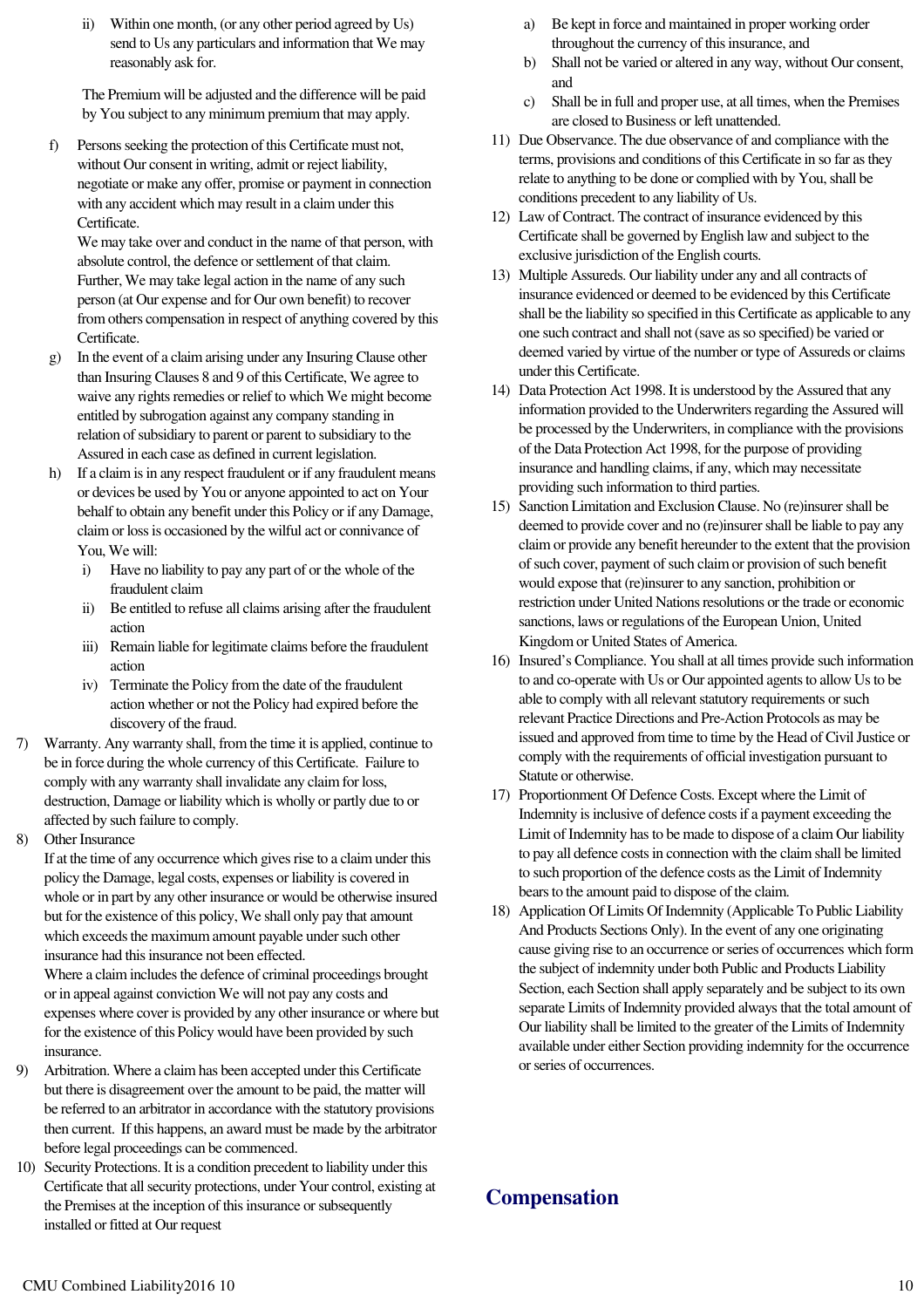ii) Within one month, (or any other period agreed by Us) send to Us any particulars and information that We may reasonably ask for.

The Premium will be adjusted and the difference will be paid by You subject to any minimum premium that may apply.

f) Persons seeking the protection of this Certificate must not, without Our consent in writing, admit or reject liability, negotiate or make any offer, promise or payment in connection with any accident which may result in a claim under this Certificate.
We may take over and conduct in the name of that person, with absolute control, the defence or settlement of that claim. Further, We may take legal action in the name of any such person (at Our expense and for Our own benefit) to recover from others compensation in respect of anything covered by this Certificate.

g) In the event of a claim arising under any Insuring Clause other than Insuring Clauses 8 and 9 of this Certificate, We agree to waive any rights remedies or relief to which We might become entitled by subrogation against any company standing in relation of subsidiary to parent or parent to subsidiary to the Assured in each case as defined in current legislation.

h) If a claim is in any respect fraudulent or if any fraudulent means or devices be used by You or anyone appointed to act on Your behalf to obtain any benefit under this Policy or if any Damage, claim or loss is occasioned by the wilful act or connivance of You, We will:
   i) Have no liability to pay any part of or the whole of the fraudulent claim
   ii) Be entitled to refuse all claims arising after the fraudulent action
   iii) Remain liable for legitimate claims before the fraudulent action
   iv) Terminate the Policy from the date of the fraudulent action whether or not the Policy had expired before the discovery of the fraud.

7) Warranty. Any warranty shall, from the time it is applied, continue to be in force during the whole currency of this Certificate. Failure to comply with any warranty shall invalidate any claim for loss, destruction, Damage or liability which is wholly or partly due to or affected by such failure to comply.

8) Other Insurance
If at the time of any occurrence which gives rise to a claim under this policy the Damage, legal costs, expenses or liability is covered in whole or in part by any other insurance or would be otherwise insured but for the existence of this policy, We shall only pay that amount which exceeds the maximum amount payable under such other insurance had this insurance not been effected.
Where a claim includes the defence of criminal proceedings brought or in appeal against conviction We will not pay any costs and expenses where cover is provided by any other insurance or where but for the existence of this Policy would have been provided by such insurance.

9) Arbitration. Where a claim has been accepted under this Certificate but there is disagreement over the amount to be paid, the matter will be referred to an arbitrator in accordance with the statutory provisions then current. If this happens, an award must be made by the arbitrator before legal proceedings can be commenced.

10) Security Protections. It is a condition precedent to liability under this Certificate that all security protections, under Your control, existing at the Premises at the inception of this insurance or subsequently installed or fitted at Our request
   a) Be kept in force and maintained in proper working order throughout the currency of this insurance, and
   b) Shall not be varied or altered in any way, without Our consent, and
   c) Shall be in full and proper use, at all times, when the Premises are closed to Business or left unattended.

11) Due Observance. The due observance of and compliance with the terms, provisions and conditions of this Certificate in so far as they relate to anything to be done or complied with by You, shall be conditions precedent to any liability of Us.

12) Law of Contract. The contract of insurance evidenced by this Certificate shall be governed by English law and subject to the exclusive jurisdiction of the English courts.

13) Multiple Assureds. Our liability under any and all contracts of insurance evidenced or deemed to be evidenced by this Certificate shall be the liability so specified in this Certificate as applicable to any one such contract and shall not (save as so specified) be varied or deemed varied by virtue of the number or type of Assureds or claims under this Certificate.

14) Data Protection Act 1998. It is understood by the Assured that any information provided to the Underwriters regarding the Assured will be processed by the Underwriters, in compliance with the provisions of the Data Protection Act 1998, for the purpose of providing insurance and handling claims, if any, which may necessitate providing such information to third parties.

15) Sanction Limitation and Exclusion Clause. No (re)insurer shall be deemed to provide cover and no (re)insurer shall be liable to pay any claim or provide any benefit hereunder to the extent that the provision of such cover, payment of such claim or provision of such benefit would expose that (re)insurer to any sanction, prohibition or restriction under United Nations resolutions or the trade or economic sanctions, laws or regulations of the European Union, United Kingdom or United States of America.

16) Insured's Compliance. You shall at all times provide such information to and co-operate with Us or Our appointed agents to allow Us to be able to comply with all relevant statutory requirements or such relevant Practice Directions and Pre-Action Protocols as may be issued and approved from time to time by the Head of Civil Justice or comply with the requirements of official investigation pursuant to Statute or otherwise.

17) Proportionment Of Defence Costs. Except where the Limit of Indemnity is inclusive of defence costs if a payment exceeding the Limit of Indemnity has to be made to dispose of a claim Our liability to pay all defence costs in connection with the claim shall be limited to such proportion of the defence costs as the Limit of Indemnity bears to the amount paid to dispose of the claim.

18) Application Of Limits Of Indemnity (Applicable To Public Liability And Products Sections Only). In the event of any one originating cause giving rise to an occurrence or series of occurrences which form the subject of indemnity under both Public and Products Liability Section, each Section shall apply separately and be subject to its own separate Limits of Indemnity provided always that the total amount of Our liability shall be limited to the greater of the Limits of Indemnity available under either Section providing indemnity for the occurrence or series of occurrences.

## Compensation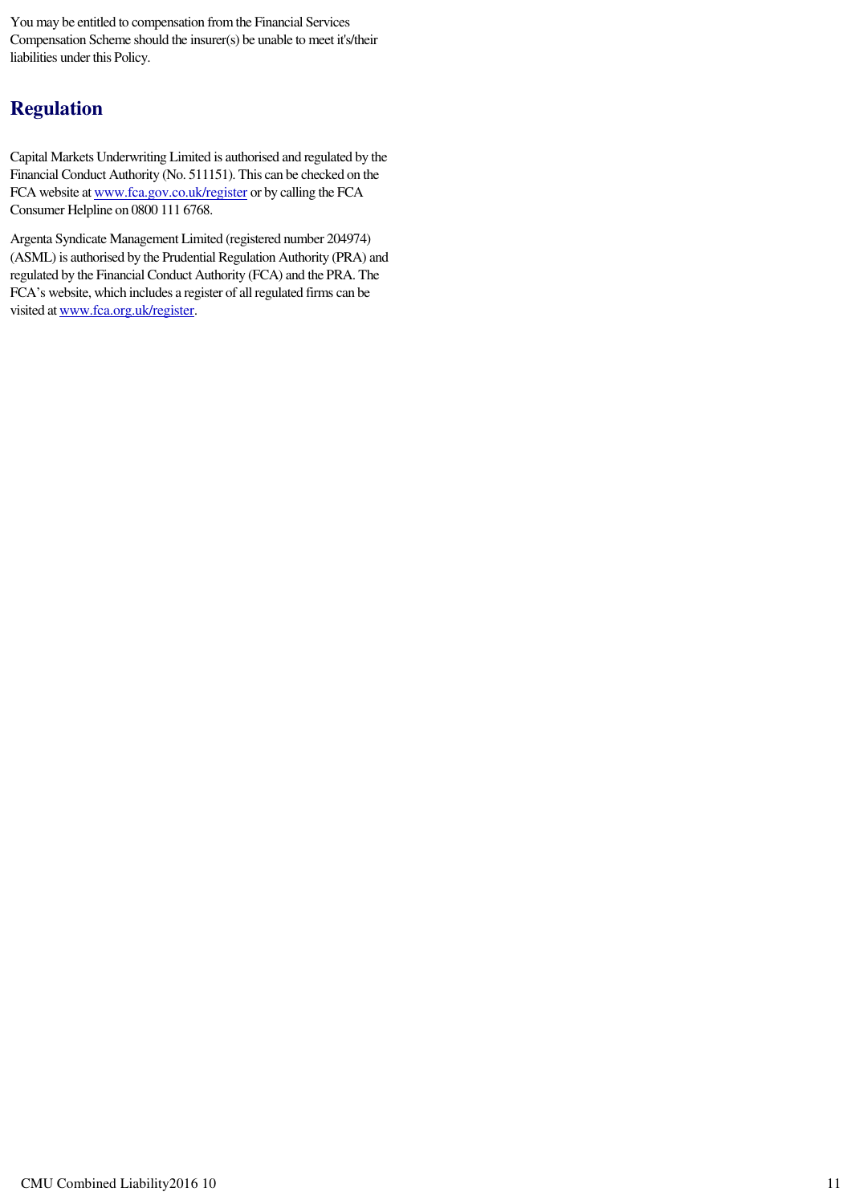You may be entitled to compensation from the Financial Services Compensation Scheme should the insurer(s) be unable to meet it's/their liabilities under this Policy.

## Regulation

Capital Markets Underwriting Limited is authorised and regulated by the Financial Conduct Authority (No. 511151). This can be checked on the FCA website at www.fca.gov.co.uk/register or by calling the FCA Consumer Helpline on 0800 111 6768.

Argenta Syndicate Management Limited (registered number 204974) (ASML) is authorised by the Prudential Regulation Authority (PRA) and regulated by the Financial Conduct Authority (FCA) and the PRA. The FCA's website, which includes a register of all regulated firms can be visited at www.fca.org.uk/register.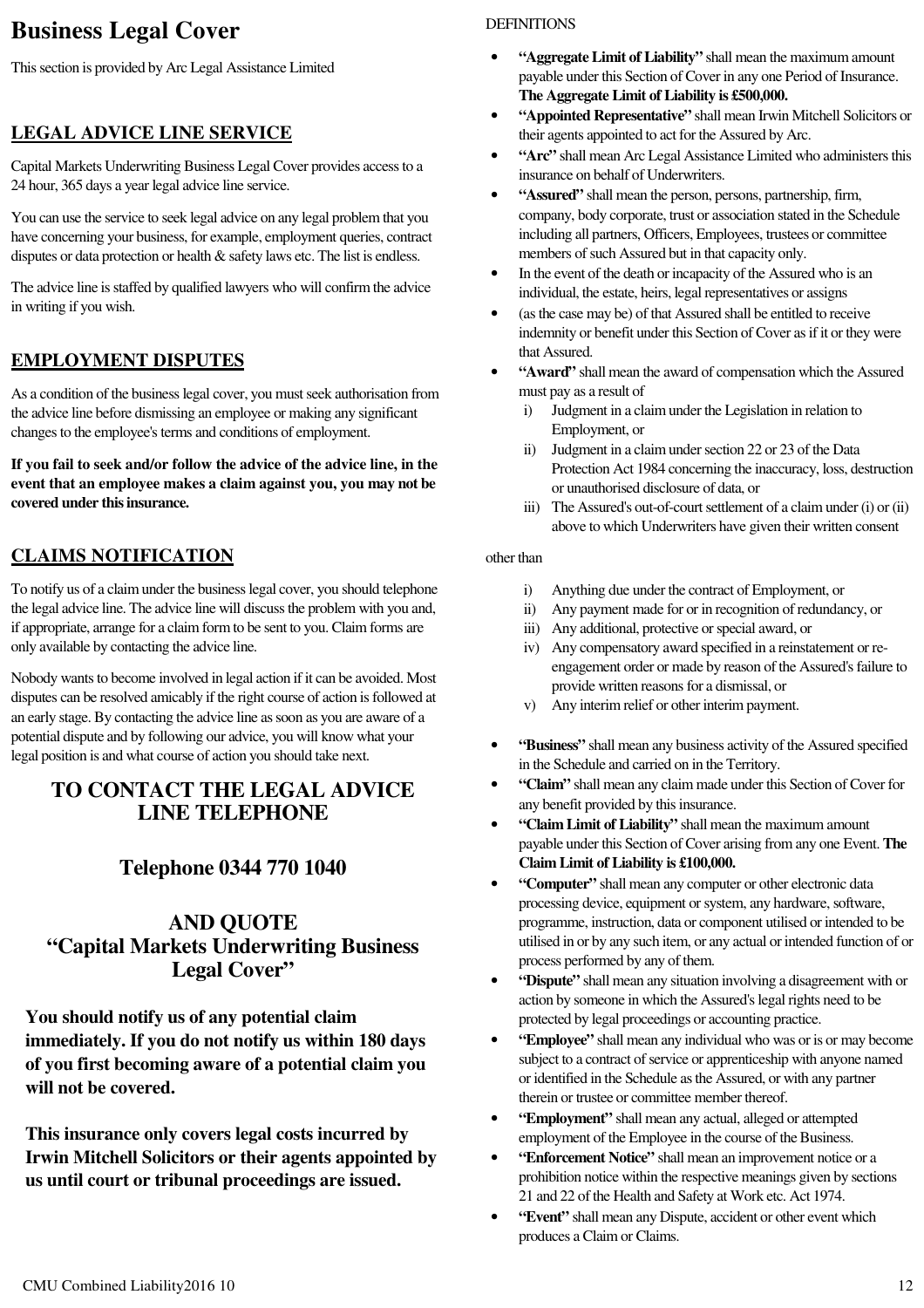# Business Legal Cover

This section is provided by Arc Legal Assistance Limited

## LEGAL ADVICE LINE SERVICE

Capital Markets Underwriting Business Legal Cover provides access to a 24 hour, 365 days a year legal advice line service.

You can use the service to seek legal advice on any legal problem that you have concerning your business, for example, employment queries, contract disputes or data protection or health & safety laws etc. The list is endless.

The advice line is staffed by qualified lawyers who will confirm the advice in writing if you wish.

## EMPLOYMENT DISPUTES

As a condition of the business legal cover, you must seek authorisation from the advice line before dismissing an employee or making any significant changes to the employee's terms and conditions of employment.

**If you fail to seek and/or follow the advice of the advice line, in the event that an employee makes a claim against you, you may not be covered under this insurance.**

## CLAIMS NOTIFICATION

To notify us of a claim under the business legal cover, you should telephone the legal advice line. The advice line will discuss the problem with you and, if appropriate, arrange for a claim form to be sent to you. Claim forms are only available by contacting the advice line.

Nobody wants to become involved in legal action if it can be avoided. Most disputes can be resolved amicably if the right course of action is followed at an early stage. By contacting the advice line as soon as you are aware of a potential dispute and by following our advice, you will know what your legal position is and what course of action you should take next.

### TO CONTACT THE LEGAL ADVICE LINE TELEPHONE

### Telephone 0344 770 1040

### AND QUOTE "Capital Markets Underwriting Business Legal Cover"

**You should notify us of any potential claim immediately. If you do not notify us within 180 days of you first becoming aware of a potential claim you will not be covered.**

**This insurance only covers legal costs incurred by Irwin Mitchell Solicitors or their agents appointed by us until court or tribunal proceedings are issued.**

DEFINITIONS

- **"Aggregate Limit of Liability"** shall mean the maximum amount payable under this Section of Cover in any one Period of Insurance. **The Aggregate Limit of Liability is £500,000.**
- **"Appointed Representative"** shall mean Irwin Mitchell Solicitors or their agents appointed to act for the Assured by Arc.
- **"Arc"** shall mean Arc Legal Assistance Limited who administers this insurance on behalf of Underwriters.
- **"Assured"** shall mean the person, persons, partnership, firm, company, body corporate, trust or association stated in the Schedule including all partners, Officers, Employees, trustees or committee members of such Assured but in that capacity only.
- In the event of the death or incapacity of the Assured who is an individual, the estate, heirs, legal representatives or assigns
- (as the case may be) of that Assured shall be entitled to receive indemnity or benefit under this Section of Cover as if it or they were that Assured.
- **"Award"** shall mean the award of compensation which the Assured must pay as a result of
  - i) Judgment in a claim under the Legislation in relation to Employment, or
  - ii) Judgment in a claim under section 22 or 23 of the Data Protection Act 1984 concerning the inaccuracy, loss, destruction or unauthorised disclosure of data, or
  - iii) The Assured's out-of-court settlement of a claim under (i) or (ii) above to which Underwriters have given their written consent

other than

  - i) Anything due under the contract of Employment, or
  - ii) Any payment made for or in recognition of redundancy, or
  - iii) Any additional, protective or special award, or
  - iv) Any compensatory award specified in a reinstatement or re-engagement order or made by reason of the Assured's failure to provide written reasons for a dismissal, or
  - v) Any interim relief or other interim payment.

- **"Business"** shall mean any business activity of the Assured specified in the Schedule and carried on in the Territory.
- **"Claim"** shall mean any claim made under this Section of Cover for any benefit provided by this insurance.
- **"Claim Limit of Liability"** shall mean the maximum amount payable under this Section of Cover arising from any one Event. **The Claim Limit of Liability is £100,000.**
- **"Computer"** shall mean any computer or other electronic data processing device, equipment or system, any hardware, software, programme, instruction, data or component utilised or intended to be utilised in or by any such item, or any actual or intended function of or process performed by any of them.
- **"Dispute"** shall mean any situation involving a disagreement with or action by someone in which the Assured's legal rights need to be protected by legal proceedings or accounting practice.
- **"Employee"** shall mean any individual who was or is or may become subject to a contract of service or apprenticeship with anyone named or identified in the Schedule as the Assured, or with any partner therein or trustee or committee member thereof.
- **"Employment"** shall mean any actual, alleged or attempted employment of the Employee in the course of the Business.
- **"Enforcement Notice"** shall mean an improvement notice or a prohibition notice within the respective meanings given by sections 21 and 22 of the Health and Safety at Work etc. Act 1974.
- **"Event"** shall mean any Dispute, accident or other event which produces a Claim or Claims.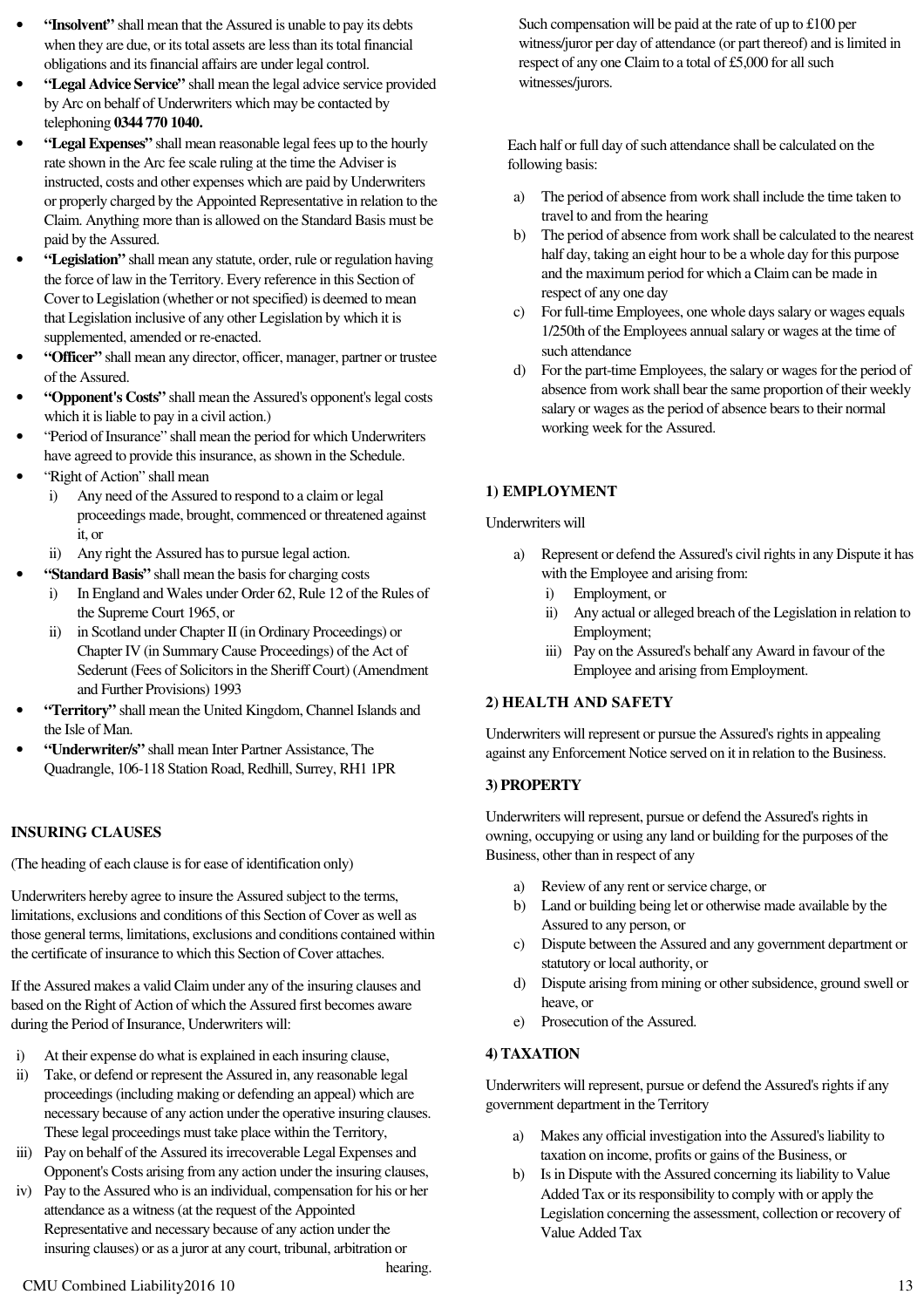- **"Insolvent"** shall mean that the Assured is unable to pay its debts when they are due, or its total assets are less than its total financial obligations and its financial affairs are under legal control.
- **"Legal Advice Service"** shall mean the legal advice service provided by Arc on behalf of Underwriters which may be contacted by telephoning **0344 770 1040.**
- **"Legal Expenses"** shall mean reasonable legal fees up to the hourly rate shown in the Arc fee scale ruling at the time the Adviser is instructed, costs and other expenses which are paid by Underwriters or properly charged by the Appointed Representative in relation to the Claim. Anything more than is allowed on the Standard Basis must be paid by the Assured.
- **"Legislation"** shall mean any statute, order, rule or regulation having the force of law in the Territory. Every reference in this Section of Cover to Legislation (whether or not specified) is deemed to mean that Legislation inclusive of any other Legislation by which it is supplemented, amended or re-enacted.
- **"Officer"** shall mean any director, officer, manager, partner or trustee of the Assured.
- **"Opponent's Costs"** shall mean the Assured's opponent's legal costs which it is liable to pay in a civil action.)
- "Period of Insurance" shall mean the period for which Underwriters have agreed to provide this insurance, as shown in the Schedule.
- "Right of Action" shall mean
  i) Any need of the Assured to respond to a claim or legal proceedings made, brought, commenced or threatened against it, or
  ii) Any right the Assured has to pursue legal action.
- **"Standard Basis"** shall mean the basis for charging costs
  i) In England and Wales under Order 62, Rule 12 of the Rules of the Supreme Court 1965, or
  ii) in Scotland under Chapter II (in Ordinary Proceedings) or Chapter IV (in Summary Cause Proceedings) of the Act of Sederunt (Fees of Solicitors in the Sheriff Court) (Amendment and Further Provisions) 1993
- **"Territory"** shall mean the United Kingdom, Channel Islands and the Isle of Man.
- **"Underwriter/s"** shall mean Inter Partner Assistance, The Quadrangle, 106-118 Station Road, Redhill, Surrey, RH1 1PR

## INSURING CLAUSES

(The heading of each clause is for ease of identification only)

Underwriters hereby agree to insure the Assured subject to the terms, limitations, exclusions and conditions of this Section of Cover as well as those general terms, limitations, exclusions and conditions contained within the certificate of insurance to which this Section of Cover attaches.

If the Assured makes a valid Claim under any of the insuring clauses and based on the Right of Action of which the Assured first becomes aware during the Period of Insurance, Underwriters will:

i) At their expense do what is explained in each insuring clause,
ii) Take, or defend or represent the Assured in, any reasonable legal proceedings (including making or defending an appeal) which are necessary because of any action under the operative insuring clauses. These legal proceedings must take place within the Territory,
iii) Pay on behalf of the Assured its irrecoverable Legal Expenses and Opponent's Costs arising from any action under the insuring clauses,
iv) Pay to the Assured who is an individual, compensation for his or her attendance as a witness (at the request of the Appointed Representative and necessary because of any action under the insuring clauses) or as a juror at any court, tribunal, arbitration or hearing.

   Such compensation will be paid at the rate of up to £100 per witness/juror per day of attendance (or part thereof) and is limited in respect of any one Claim to a total of £5,000 for all such witnesses/jurors.

   Each half or full day of such attendance shall be calculated on the following basis:

   a) The period of absence from work shall include the time taken to travel to and from the hearing
   b) The period of absence from work shall be calculated to the nearest half day, taking an eight hour to be a whole day for this purpose and the maximum period for which a Claim can be made in respect of any one day
   c) For full-time Employees, one whole days salary or wages equals 1/250th of the Employees annual salary or wages at the time of such attendance
   d) For the part-time Employees, the salary or wages for the period of absence from work shall bear the same proportion of their weekly salary or wages as the period of absence bears to their normal working week for the Assured.

### 1) EMPLOYMENT

Underwriters will

a) Represent or defend the Assured's civil rights in any Dispute it has with the Employee and arising from:
   i) Employment, or
   ii) Any actual or alleged breach of the Legislation in relation to Employment;
   iii) Pay on the Assured's behalf any Award in favour of the Employee and arising from Employment.

### 2) HEALTH AND SAFETY

Underwriters will represent or pursue the Assured's rights in appealing against any Enforcement Notice served on it in relation to the Business.

### 3) PROPERTY

Underwriters will represent, pursue or defend the Assured's rights in owning, occupying or using any land or building for the purposes of the Business, other than in respect of any

a) Review of any rent or service charge, or
b) Land or building being let or otherwise made available by the Assured to any person, or
c) Dispute between the Assured and any government department or statutory or local authority, or
d) Dispute arising from mining or other subsidence, ground swell or heave, or
e) Prosecution of the Assured.

### 4) TAXATION

Underwriters will represent, pursue or defend the Assured's rights if any government department in the Territory

a) Makes any official investigation into the Assured's liability to taxation on income, profits or gains of the Business, or
b) Is in Dispute with the Assured concerning its liability to Value Added Tax or its responsibility to comply with or apply the Legislation concerning the assessment, collection or recovery of Value Added Tax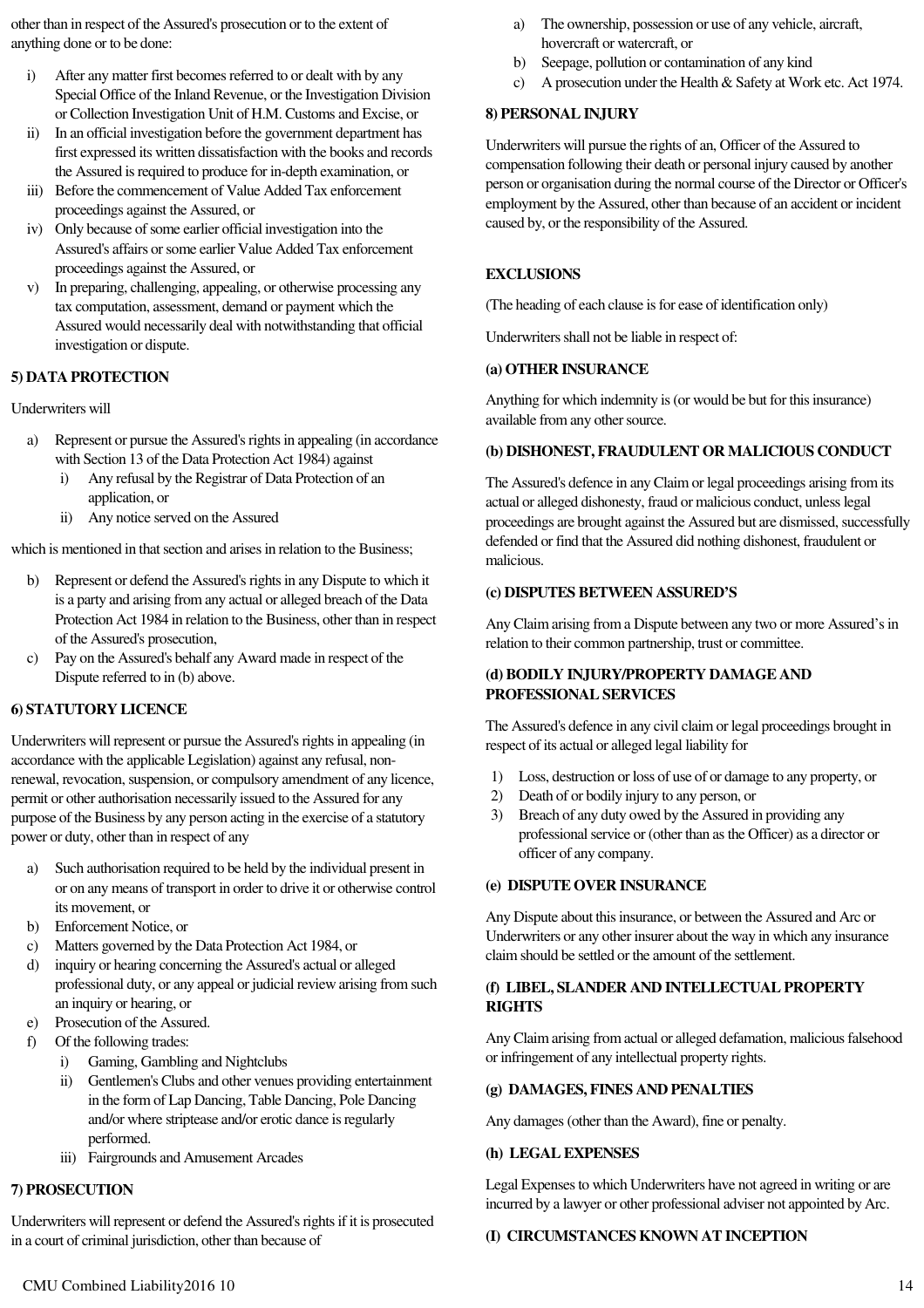other than in respect of the Assured's prosecution or to the extent of anything done or to be done:

i) After any matter first becomes referred to or dealt with by any Special Office of the Inland Revenue, or the Investigation Division or Collection Investigation Unit of H.M. Customs and Excise, or
ii) In an official investigation before the government department has first expressed its written dissatisfaction with the books and records the Assured is required to produce for in-depth examination, or
iii) Before the commencement of Value Added Tax enforcement proceedings against the Assured, or
iv) Only because of some earlier official investigation into the Assured's affairs or some earlier Value Added Tax enforcement proceedings against the Assured, or
v) In preparing, challenging, appealing, or otherwise processing any tax computation, assessment, demand or payment which the Assured would necessarily deal with notwithstanding that official investigation or dispute.

**5) DATA PROTECTION**

Underwriters will

a) Represent or pursue the Assured's rights in appealing (in accordance with Section 13 of the Data Protection Act 1984) against
   i) Any refusal by the Registrar of Data Protection of an application, or
   ii) Any notice served on the Assured

which is mentioned in that section and arises in relation to the Business;

b) Represent or defend the Assured's rights in any Dispute to which it is a party and arising from any actual or alleged breach of the Data Protection Act 1984 in relation to the Business, other than in respect of the Assured's prosecution,
c) Pay on the Assured's behalf any Award made in respect of the Dispute referred to in (b) above.

**6) STATUTORY LICENCE**

Underwriters will represent or pursue the Assured's rights in appealing (in accordance with the applicable Legislation) against any refusal, non-renewal, revocation, suspension, or compulsory amendment of any licence, permit or other authorisation necessarily issued to the Assured for any purpose of the Business by any person acting in the exercise of a statutory power or duty, other than in respect of any

a) Such authorisation required to be held by the individual present in or on any means of transport in order to drive it or otherwise control its movement, or
b) Enforcement Notice, or
c) Matters governed by the Data Protection Act 1984, or
d) inquiry or hearing concerning the Assured's actual or alleged professional duty, or any appeal or judicial review arising from such an inquiry or hearing, or
e) Prosecution of the Assured.
f) Of the following trades:
   i) Gaming, Gambling and Nightclubs
   ii) Gentlemen's Clubs and other venues providing entertainment in the form of Lap Dancing, Table Dancing, Pole Dancing and/or where striptease and/or erotic dance is regularly performed.
   iii) Fairgrounds and Amusement Arcades

**7) PROSECUTION**

Underwriters will represent or defend the Assured's rights if it is prosecuted in a court of criminal jurisdiction, other than because of

a) The ownership, possession or use of any vehicle, aircraft, hovercraft or watercraft, or
b) Seepage, pollution or contamination of any kind
c) A prosecution under the Health & Safety at Work etc. Act 1974.

**8) PERSONAL INJURY**

Underwriters will pursue the rights of an, Officer of the Assured to compensation following their death or personal injury caused by another person or organisation during the normal course of the Director or Officer's employment by the Assured, other than because of an accident or incident caused by, or the responsibility of the Assured.

**EXCLUSIONS**

(The heading of each clause is for ease of identification only)

Underwriters shall not be liable in respect of:

**(a) OTHER INSURANCE**

Anything for which indemnity is (or would be but for this insurance) available from any other source.

**(b) DISHONEST, FRAUDULENT OR MALICIOUS CONDUCT**

The Assured's defence in any Claim or legal proceedings arising from its actual or alleged dishonesty, fraud or malicious conduct, unless legal proceedings are brought against the Assured but are dismissed, successfully defended or find that the Assured did nothing dishonest, fraudulent or malicious.

**(c) DISPUTES BETWEEN ASSURED'S**

Any Claim arising from a Dispute between any two or more Assured's in relation to their common partnership, trust or committee.

**(d) BODILY INJURY/PROPERTY DAMAGE AND PROFESSIONAL SERVICES**

The Assured's defence in any civil claim or legal proceedings brought in respect of its actual or alleged legal liability for

1) Loss, destruction or loss of use of or damage to any property, or
2) Death of or bodily injury to any person, or
3) Breach of any duty owed by the Assured in providing any professional service or (other than as the Officer) as a director or officer of any company.

**(e) DISPUTE OVER INSURANCE**

Any Dispute about this insurance, or between the Assured and Arc or Underwriters or any other insurer about the way in which any insurance claim should be settled or the amount of the settlement.

**(f) LIBEL, SLANDER AND INTELLECTUAL PROPERTY RIGHTS**

Any Claim arising from actual or alleged defamation, malicious falsehood or infringement of any intellectual property rights.

**(g) DAMAGES, FINES AND PENALTIES**

Any damages (other than the Award), fine or penalty.

**(h) LEGAL EXPENSES**

Legal Expenses to which Underwriters have not agreed in writing or are incurred by a lawyer or other professional adviser not appointed by Arc.

**(I) CIRCUMSTANCES KNOWN AT INCEPTION**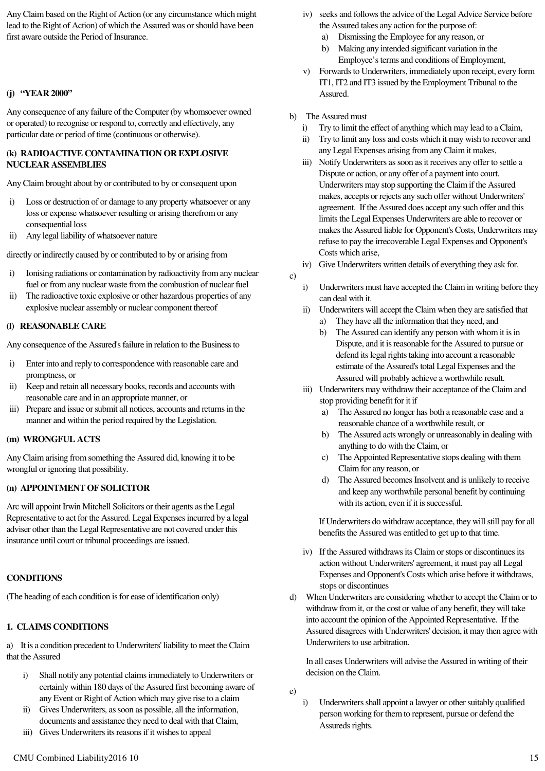Any Claim based on the Right of Action (or any circumstance which might lead to the Right of Action) of which the Assured was or should have been first aware outside the Period of Insurance.

**(j) "YEAR 2000"**

Any consequence of any failure of the Computer (by whomsoever owned or operated) to recognise or respond to, correctly and effectively, any particular date or period of time (continuous or otherwise).

**(k) RADIOACTIVE CONTAMINATION OR EXPLOSIVE NUCLEAR ASSEMBLIES**

Any Claim brought about by or contributed to by or consequent upon

i) Loss or destruction of or damage to any property whatsoever or any loss or expense whatsoever resulting or arising therefrom or any consequential loss
ii) Any legal liability of whatsoever nature

directly or indirectly caused by or contributed to by or arising from

i) Ionising radiations or contamination by radioactivity from any nuclear fuel or from any nuclear waste from the combustion of nuclear fuel
ii) The radioactive toxic explosive or other hazardous properties of any explosive nuclear assembly or nuclear component thereof

**(l) REASONABLE CARE**

Any consequence of the Assured's failure in relation to the Business to

i) Enter into and reply to correspondence with reasonable care and promptness, or
ii) Keep and retain all necessary books, records and accounts with reasonable care and in an appropriate manner, or
iii) Prepare and issue or submit all notices, accounts and returns in the manner and within the period required by the Legislation.

**(m) WRONGFUL ACTS**

Any Claim arising from something the Assured did, knowing it to be wrongful or ignoring that possibility.

**(n) APPOINTMENT OF SOLICITOR**

Arc will appoint Irwin Mitchell Solicitors or their agents as the Legal Representative to act for the Assured. Legal Expenses incurred by a legal adviser other than the Legal Representative are not covered under this insurance until court or tribunal proceedings are issued.

## CONDITIONS

(The heading of each condition is for ease of identification only)

### 1. CLAIMS CONDITIONS

a) It is a condition precedent to Underwriters' liability to meet the Claim that the Assured

i) Shall notify any potential claims immediately to Underwriters or certainly within 180 days of the Assured first becoming aware of any Event or Right of Action which may give rise to a claim
ii) Gives Underwriters, as soon as possible, all the information, documents and assistance they need to deal with that Claim,
iii) Gives Underwriters its reasons if it wishes to appeal
iv) seeks and follows the advice of the Legal Advice Service before the Assured takes any action for the purpose of:
   a) Dismissing the Employee for any reason, or
   b) Making any intended significant variation in the Employee's terms and conditions of Employment,
v) Forwards to Underwriters, immediately upon receipt, every form IT1, IT2 and IT3 issued by the Employment Tribunal to the Assured.

b) The Assured must

i) Try to limit the effect of anything which may lead to a Claim,
ii) Try to limit any loss and costs which it may wish to recover and any Legal Expenses arising from any Claim it makes,
iii) Notify Underwriters as soon as it receives any offer to settle a Dispute or action, or any offer of a payment into court. Underwriters may stop supporting the Claim if the Assured makes, accepts or rejects any such offer without Underwriters' agreement. If the Assured does accept any such offer and this limits the Legal Expenses Underwriters are able to recover or makes the Assured liable for Opponent's Costs, Underwriters may refuse to pay the irrecoverable Legal Expenses and Opponent's Costs which arise,
iv) Give Underwriters written details of everything they ask for.

c)

i) Underwriters must have accepted the Claim in writing before they can deal with it.
ii) Underwriters will accept the Claim when they are satisfied that
   a) They have all the information that they need, and
   b) The Assured can identify any person with whom it is in Dispute, and it is reasonable for the Assured to pursue or defend its legal rights taking into account a reasonable estimate of the Assured's total Legal Expenses and the Assured will probably achieve a worthwhile result.
iii) Underwriters may withdraw their acceptance of the Claim and stop providing benefit for it if
   a) The Assured no longer has both a reasonable case and a reasonable chance of a worthwhile result, or
   b) The Assured acts wrongly or unreasonably in dealing with anything to do with the Claim, or
   c) The Appointed Representative stops dealing with them Claim for any reason, or
   d) The Assured becomes Insolvent and is unlikely to receive and keep any worthwhile personal benefit by continuing with its action, even if it is successful.

   If Underwriters do withdraw acceptance, they will still pay for all benefits the Assured was entitled to get up to that time.
iv) If the Assured withdraws its Claim or stops or discontinues its action without Underwriters' agreement, it must pay all Legal Expenses and Opponent's Costs which arise before it withdraws, stops or discontinues

d) When Underwriters are considering whether to accept the Claim or to withdraw from it, or the cost or value of any benefit, they will take into account the opinion of the Appointed Representative. If the Assured disagrees with Underwriters' decision, it may then agree with Underwriters to use arbitration.

In all cases Underwriters will advise the Assured in writing of their decision on the Claim.

e)

i) Underwriters shall appoint a lawyer or other suitably qualified person working for them to represent, pursue or defend the Assureds rights.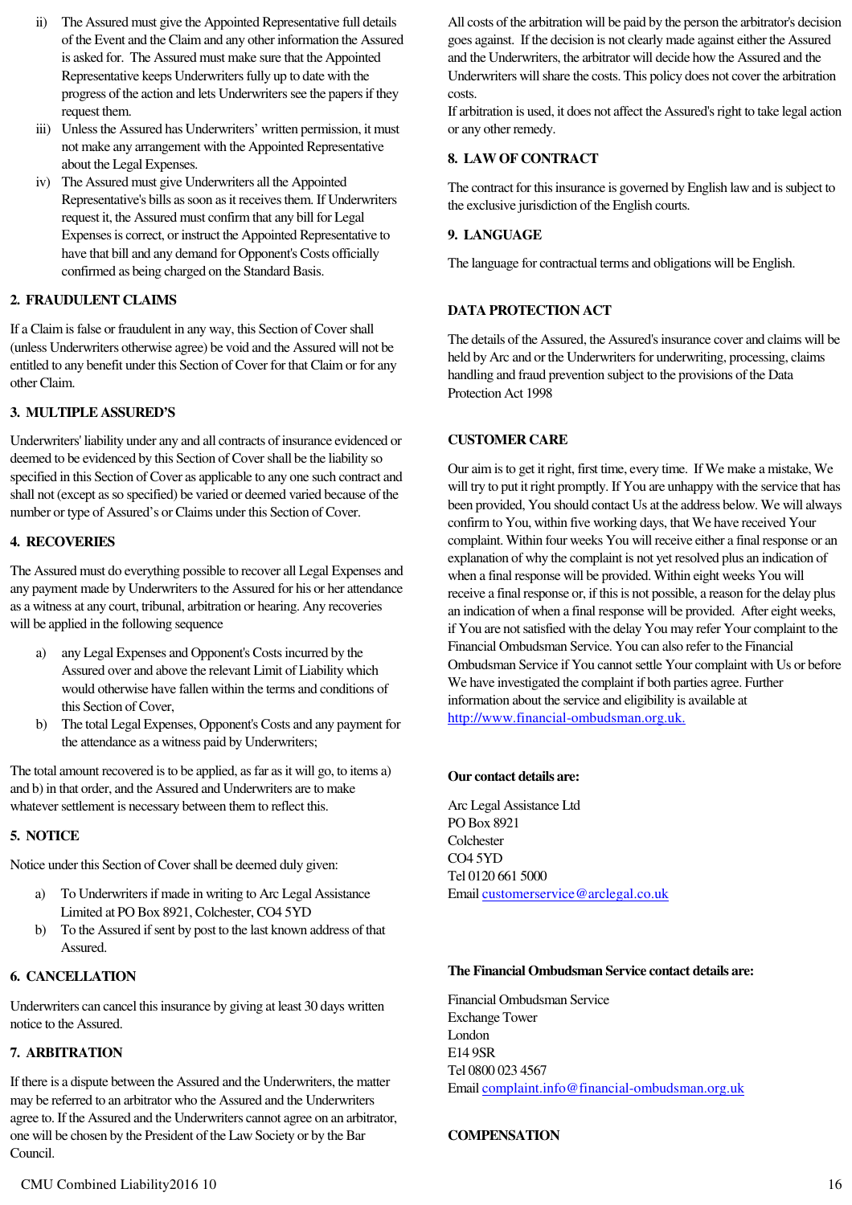ii) The Assured must give the Appointed Representative full details of the Event and the Claim and any other information the Assured is asked for. The Assured must make sure that the Appointed Representative keeps Underwriters fully up to date with the progress of the action and lets Underwriters see the papers if they request them.

iii) Unless the Assured has Underwriters' written permission, it must not make any arrangement with the Appointed Representative about the Legal Expenses.

iv) The Assured must give Underwriters all the Appointed Representative's bills as soon as it receives them. If Underwriters request it, the Assured must confirm that any bill for Legal Expenses is correct, or instruct the Appointed Representative to have that bill and any demand for Opponent's Costs officially confirmed as being charged on the Standard Basis.

## 2. FRAUDULENT CLAIMS

If a Claim is false or fraudulent in any way, this Section of Cover shall (unless Underwriters otherwise agree) be void and the Assured will not be entitled to any benefit under this Section of Cover for that Claim or for any other Claim.

## 3. MULTIPLE ASSURED'S

Underwriters' liability under any and all contracts of insurance evidenced or deemed to be evidenced by this Section of Cover shall be the liability so specified in this Section of Cover as applicable to any one such contract and shall not (except as so specified) be varied or deemed varied because of the number or type of Assured's or Claims under this Section of Cover.

## 4. RECOVERIES

The Assured must do everything possible to recover all Legal Expenses and any payment made by Underwriters to the Assured for his or her attendance as a witness at any court, tribunal, arbitration or hearing. Any recoveries will be applied in the following sequence

a) any Legal Expenses and Opponent's Costs incurred by the Assured over and above the relevant Limit of Liability which would otherwise have fallen within the terms and conditions of this Section of Cover,

b) The total Legal Expenses, Opponent's Costs and any payment for the attendance as a witness paid by Underwriters;

The total amount recovered is to be applied, as far as it will go, to items a) and b) in that order, and the Assured and Underwriters are to make whatever settlement is necessary between them to reflect this.

## 5. NOTICE

Notice under this Section of Cover shall be deemed duly given:

a) To Underwriters if made in writing to Arc Legal Assistance Limited at PO Box 8921, Colchester, CO4 5YD

b) To the Assured if sent by post to the last known address of that Assured.

## 6. CANCELLATION

Underwriters can cancel this insurance by giving at least 30 days written notice to the Assured.

## 7. ARBITRATION

If there is a dispute between the Assured and the Underwriters, the matter may be referred to an arbitrator who the Assured and the Underwriters agree to. If the Assured and the Underwriters cannot agree on an arbitrator, one will be chosen by the President of the Law Society or by the Bar Council.

All costs of the arbitration will be paid by the person the arbitrator's decision goes against. If the decision is not clearly made against either the Assured and the Underwriters, the arbitrator will decide how the Assured and the Underwriters will share the costs. This policy does not cover the arbitration costs.

If arbitration is used, it does not affect the Assured's right to take legal action or any other remedy.

## 8. LAW OF CONTRACT

The contract for this insurance is governed by English law and is subject to the exclusive jurisdiction of the English courts.

## 9. LANGUAGE

The language for contractual terms and obligations will be English.

## DATA PROTECTION ACT

The details of the Assured, the Assured's insurance cover and claims will be held by Arc and or the Underwriters for underwriting, processing, claims handling and fraud prevention subject to the provisions of the Data Protection Act 1998

## CUSTOMER CARE

Our aim is to get it right, first time, every time. If We make a mistake, We will try to put it right promptly. If You are unhappy with the service that has been provided, You should contact Us at the address below. We will always confirm to You, within five working days, that We have received Your complaint. Within four weeks You will receive either a final response or an explanation of why the complaint is not yet resolved plus an indication of when a final response will be provided. Within eight weeks You will receive a final response or, if this is not possible, a reason for the delay plus an indication of when a final response will be provided. After eight weeks, if You are not satisfied with the delay You may refer Your complaint to the Financial Ombudsman Service. You can also refer to the Financial Ombudsman Service if You cannot settle Your complaint with Us or before We have investigated the complaint if both parties agree. Further information about the service and eligibility is available at http://www.financial-ombudsman.org.uk.

**Our contact details are:**

Arc Legal Assistance Ltd
PO Box 8921
Colchester
CO4 5YD
Tel 0120 661 5000
Email customerservice@arclegal.co.uk

**The Financial Ombudsman Service contact details are:**

Financial Ombudsman Service
Exchange Tower
London
E14 9SR
Tel 0800 023 4567
Email complaint.info@financial-ombudsman.org.uk

## COMPENSATION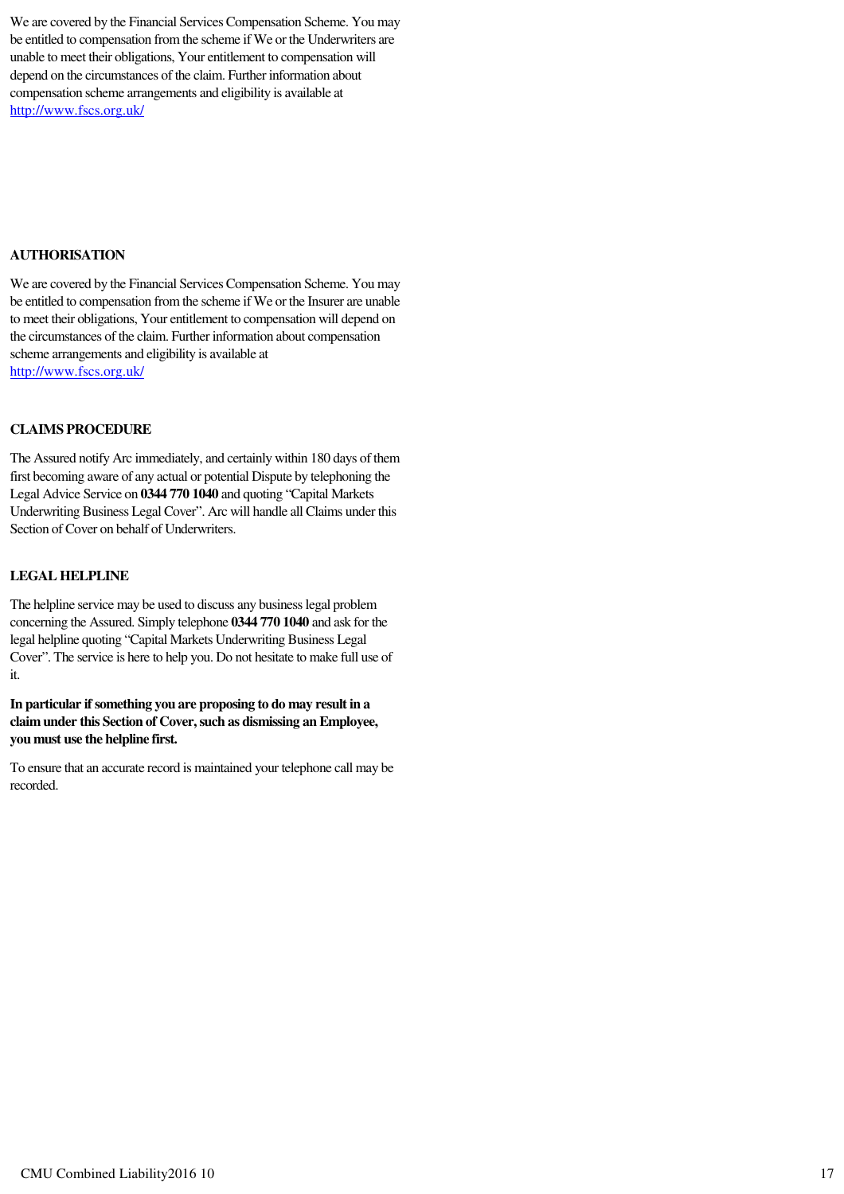We are covered by the Financial Services Compensation Scheme. You may be entitled to compensation from the scheme if We or the Underwriters are unable to meet their obligations, Your entitlement to compensation will depend on the circumstances of the claim. Further information about compensation scheme arrangements and eligibility is available at http://www.fscs.org.uk/

## AUTHORISATION

We are covered by the Financial Services Compensation Scheme. You may be entitled to compensation from the scheme if We or the Insurer are unable to meet their obligations, Your entitlement to compensation will depend on the circumstances of the claim. Further information about compensation scheme arrangements and eligibility is available at http://www.fscs.org.uk/

## CLAIMS PROCEDURE

The Assured notify Arc immediately, and certainly within 180 days of them first becoming aware of any actual or potential Dispute by telephoning the Legal Advice Service on **0344 770 1040** and quoting "Capital Markets Underwriting Business Legal Cover". Arc will handle all Claims under this Section of Cover on behalf of Underwriters.

## LEGAL HELPLINE

The helpline service may be used to discuss any business legal problem concerning the Assured. Simply telephone **0344 770 1040** and ask for the legal helpline quoting "Capital Markets Underwriting Business Legal Cover". The service is here to help you. Do not hesitate to make full use of it.

**In particular if something you are proposing to do may result in a claim under this Section of Cover, such as dismissing an Employee, you must use the helpline first.**

To ensure that an accurate record is maintained your telephone call may be recorded.